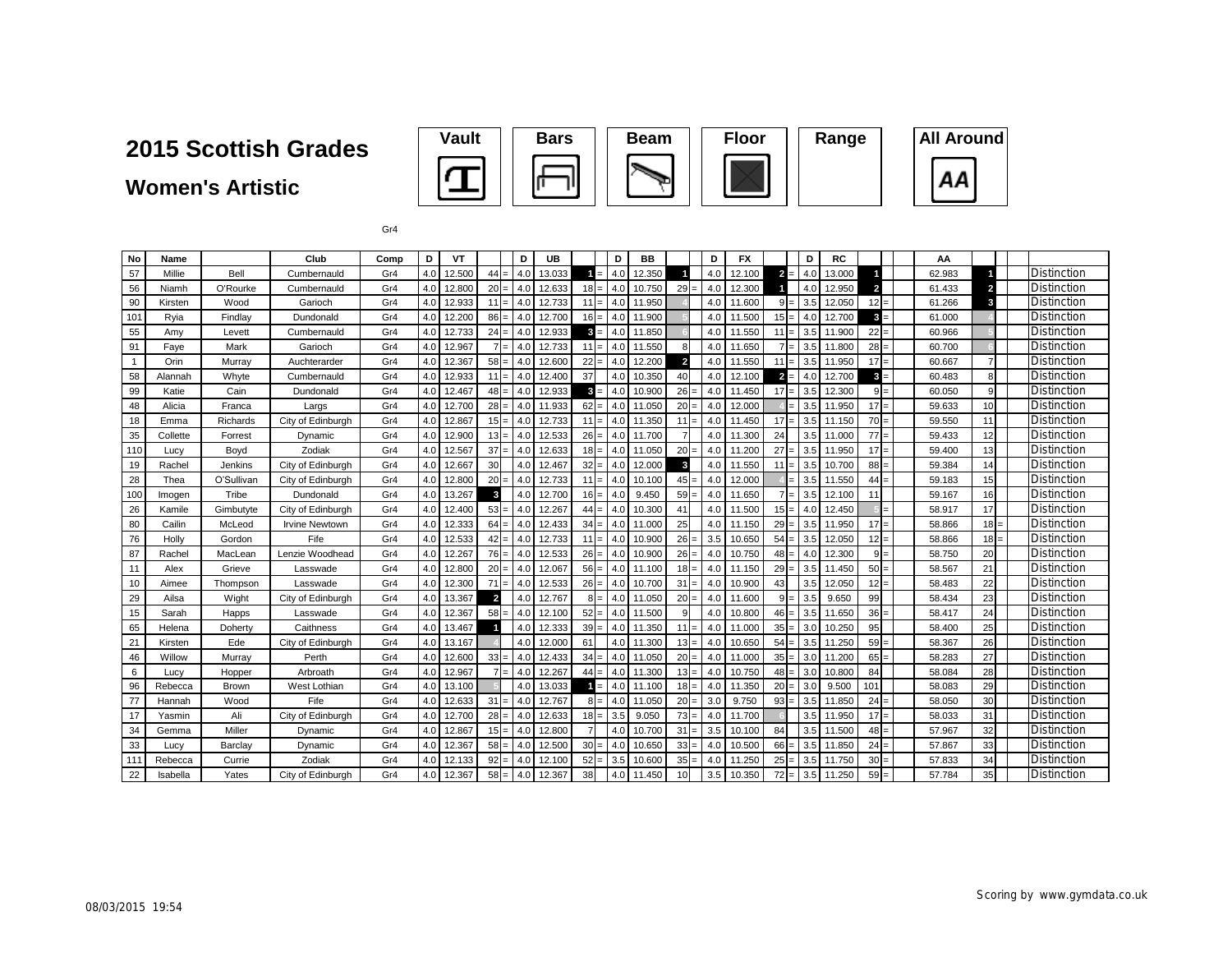# 2015 Scottish Grades

## Women's Artistic

Vault | Bars | Beam | Floor | Range | All Around

Gr4

| No | Name | | Club | Comp | D | VT | | | D | UB | | | D | BB | | | D | FX | | | D | RC | | | | AA | | | |
|---|---|---|---|---|---|---|---|---|---|---|---|---|---|---|---|---|---|---|---|---|---|---|---|---|---|---|---|---|---|
| 57 | Millie | Bell | Cumbernauld | Gr4 | 4.0 | 12.500 | 44 | = | 4.0 | 13.033 | 1 | = | 4.0 | 12.350 | 1 | | 4.0 | 12.100 | 2 | = | 4.0 | 13.000 | 1 | | | 62.983 | 1 | | Distinction |
| 56 | Niamh | O'Rourke | Cumbernauld | Gr4 | 4.0 | 12.800 | 20 | = | 4.0 | 12.633 | 18 | = | 4.0 | 10.750 | 29 | = | 4.0 | 12.300 | 1 | | 4.0 | 12.950 | 2 | | | 61.433 | 2 | | Distinction |
| 90 | Kirsten | Wood | Garioch | Gr4 | 4.0 | 12.933 | 11 | = | 4.0 | 12.733 | 11 | = | 4.0 | 11.950 | 4 | | 4.0 | 11.600 | 9 | = | 3.5 | 12.050 | 12 | = | | 61.266 | 3 | | Distinction |
| 101 | Ryia | Findlay | Dundonald | Gr4 | 4.0 | 12.200 | 86 | = | 4.0 | 12.700 | 16 | = | 4.0 | 11.900 | 5 | | 4.0 | 11.500 | 15 | = | 4.0 | 12.700 | 3 | = | | 61.000 | 4 | | Distinction |
| 55 | Amy | Levett | Cumbernauld | Gr4 | 4.0 | 12.733 | 24 | = | 4.0 | 12.933 | 3 | = | 4.0 | 11.850 | 6 | | 4.0 | 11.550 | 11 | = | 3.5 | 11.900 | 22 | = | | 60.966 | 5 | | Distinction |
| 91 | Faye | Mark | Garioch | Gr4 | 4.0 | 12.967 | 7 | = | 4.0 | 12.733 | 11 | = | 4.0 | 11.550 | 8 | | 4.0 | 11.650 | 7 | = | 3.5 | 11.800 | 28 | = | | 60.700 | 6 | | Distinction |
| 1 | Orin | Murray | Auchterarder | Gr4 | 4.0 | 12.367 | 58 | = | 4.0 | 12.600 | 22 | = | 4.0 | 12.200 | 2 | | 4.0 | 11.550 | 11 | = | 3.5 | 11.950 | 17 | = | | 60.667 | 7 | | Distinction |
| 58 | Alannah | Whyte | Cumbernauld | Gr4 | 4.0 | 12.933 | 11 | = | 4.0 | 12.400 | 37 | | 4.0 | 10.350 | 40 | | 4.0 | 12.100 | 2 | = | 4.0 | 12.700 | 3 | = | | 60.483 | 8 | | Distinction |
| 99 | Katie | Cain | Dundonald | Gr4 | 4.0 | 12.467 | 48 | = | 4.0 | 12.933 | 3 | = | 4.0 | 10.900 | 26 | = | 4.0 | 11.450 | 17 | = | 3.5 | 12.300 | 9 | = | | 60.050 | 9 | | Distinction |
| 48 | Alicia | Franca | Largs | Gr4 | 4.0 | 12.700 | 28 | = | 4.0 | 11.933 | 62 | = | 4.0 | 11.050 | 20 | = | 4.0 | 12.000 | 4 | = | 3.5 | 11.950 | 17 | = | | 59.633 | 10 | | Distinction |
| 18 | Emma | Richards | City of Edinburgh | Gr4 | 4.0 | 12.867 | 15 | = | 4.0 | 12.733 | 11 | = | 4.0 | 11.350 | 11 | = | 4.0 | 11.450 | 17 | = | 3.5 | 11.150 | 70 | = | | 59.550 | 11 | | Distinction |
| 35 | Collette | Forrest | Dynamic | Gr4 | 4.0 | 12.900 | 13 | = | 4.0 | 12.533 | 26 | = | 4.0 | 11.700 | 7 | | 4.0 | 11.300 | 24 | | 3.5 | 11.000 | 77 | = | | 59.433 | 12 | | Distinction |
| 110 | Lucy | Boyd | Zodiak | Gr4 | 4.0 | 12.567 | 37 | = | 4.0 | 12.633 | 18 | = | 4.0 | 11.050 | 20 | = | 4.0 | 11.200 | 27 | = | 3.5 | 11.950 | 17 | = | | 59.400 | 13 | | Distinction |
| 19 | Rachel | Jenkins | City of Edinburgh | Gr4 | 4.0 | 12.667 | 30 | | 4.0 | 12.467 | 32 | = | 4.0 | 12.000 | 3 | | 4.0 | 11.550 | 11 | = | 3.5 | 10.700 | 88 | = | | 59.384 | 14 | | Distinction |
| 28 | Thea | O'Sullivan | City of Edinburgh | Gr4 | 4.0 | 12.800 | 20 | = | 4.0 | 12.733 | 11 | = | 4.0 | 10.100 | 45 | = | 4.0 | 12.000 | 4 | = | 3.5 | 11.550 | 44 | = | | 59.183 | 15 | | Distinction |
| 100 | Imogen | Tribe | Dundonald | Gr4 | 4.0 | 13.267 | 3 | | 4.0 | 12.700 | 16 | = | 4.0 | 9.450 | 59 | = | 4.0 | 11.650 | 7 | = | 3.5 | 12.100 | 11 | | | 59.167 | 16 | | Distinction |
| 26 | Kamile | Gimbutyte | City of Edinburgh | Gr4 | 4.0 | 12.400 | 53 | = | 4.0 | 12.267 | 44 | = | 4.0 | 10.300 | 41 | | 4.0 | 11.500 | 15 | = | 4.0 | 12.450 | 5 | = | | 58.917 | 17 | | Distinction |
| 80 | Cailin | McLeod | Irvine Newtown | Gr4 | 4.0 | 12.333 | 64 | = | 4.0 | 12.433 | 34 | = | 4.0 | 11.000 | 25 | | 4.0 | 11.150 | 29 | = | 3.5 | 11.950 | 17 | = | | 58.866 | 18 | = | Distinction |
| 76 | Holly | Gordon | Fife | Gr4 | 4.0 | 12.533 | 42 | = | 4.0 | 12.733 | 11 | = | 4.0 | 10.900 | 26 | = | 3.5 | 10.650 | 54 | = | 3.5 | 12.050 | 12 | = | | 58.866 | 18 | = | Distinction |
| 87 | Rachel | MacLean | Lenzie Woodhead | Gr4 | 4.0 | 12.267 | 76 | = | 4.0 | 12.533 | 26 | = | 4.0 | 10.900 | 26 | = | 4.0 | 10.750 | 48 | = | 4.0 | 12.300 | 9 | = | | 58.750 | 20 | | Distinction |
| 11 | Alex | Grieve | Lasswade | Gr4 | 4.0 | 12.800 | 20 | = | 4.0 | 12.067 | 56 | = | 4.0 | 11.100 | 18 | = | 4.0 | 11.150 | 29 | = | 3.5 | 11.450 | 50 | = | | 58.567 | 21 | | Distinction |
| 10 | Aimee | Thompson | Lasswade | Gr4 | 4.0 | 12.300 | 71 | = | 4.0 | 12.533 | 26 | = | 4.0 | 10.700 | 31 | = | 4.0 | 10.900 | 43 | | 3.5 | 12.050 | 12 | = | | 58.483 | 22 | | Distinction |
| 29 | Ailsa | Wight | City of Edinburgh | Gr4 | 4.0 | 13.367 | 2 | | 4.0 | 12.767 | 8 | = | 4.0 | 11.050 | 20 | = | 4.0 | 11.600 | 9 | = | 3.5 | 9.650 | 99 | | | 58.434 | 23 | | Distinction |
| 15 | Sarah | Happs | Lasswade | Gr4 | 4.0 | 12.367 | 58 | = | 4.0 | 12.100 | 52 | = | 4.0 | 11.500 | 9 | | 4.0 | 10.800 | 46 | = | 3.5 | 11.650 | 36 | = | | 58.417 | 24 | | Distinction |
| 65 | Helena | Doherty | Caithness | Gr4 | 4.0 | 13.467 | 1 | | 4.0 | 12.333 | 39 | = | 4.0 | 11.350 | 11 | = | 4.0 | 11.000 | 35 | = | 3.0 | 10.250 | 95 | | | 58.400 | 25 | | Distinction |
| 21 | Kirsten | Ede | City of Edinburgh | Gr4 | 4.0 | 13.167 | 4 | | 4.0 | 12.000 | 61 | | 4.0 | 11.300 | 13 | = | 4.0 | 10.650 | 54 | = | 3.5 | 11.250 | 59 | = | | 58.367 | 26 | | Distinction |
| 46 | Willow | Murray | Perth | Gr4 | 4.0 | 12.600 | 33 | = | 4.0 | 12.433 | 34 | = | 4.0 | 11.050 | 20 | = | 4.0 | 11.000 | 35 | = | 3.0 | 11.200 | 65 | = | | 58.283 | 27 | | Distinction |
| 6 | Lucy | Hopper | Arbroath | Gr4 | 4.0 | 12.967 | 7 | = | 4.0 | 12.267 | 44 | = | 4.0 | 11.300 | 13 | = | 4.0 | 10.750 | 48 | = | 3.0 | 10.800 | 84 | | | 58.084 | 28 | | Distinction |
| 96 | Rebecca | Brown | West Lothian | Gr4 | 4.0 | 13.100 | 5 | | 4.0 | 13.033 | 1 | = | 4.0 | 11.100 | 18 | = | 4.0 | 11.350 | 20 | = | 3.0 | 9.500 | 101 | | | 58.083 | 29 | | Distinction |
| 77 | Hannah | Wood | Fife | Gr4 | 4.0 | 12.633 | 31 | = | 4.0 | 12.767 | 8 | = | 4.0 | 11.050 | 20 | = | 3.0 | 9.750 | 93 | = | 3.5 | 11.850 | 24 | = | | 58.050 | 30 | | Distinction |
| 17 | Yasmin | Ali | City of Edinburgh | Gr4 | 4.0 | 12.700 | 28 | = | 4.0 | 12.633 | 18 | = | 3.5 | 9.050 | 73 | = | 4.0 | 11.700 | 6 | | 3.5 | 11.950 | 17 | = | | 58.033 | 31 | | Distinction |
| 34 | Gemma | Miller | Dynamic | Gr4 | 4.0 | 12.867 | 15 | = | 4.0 | 12.800 | 7 | | 4.0 | 10.700 | 31 | = | 3.5 | 10.100 | 84 | | 3.5 | 11.500 | 48 | = | | 57.967 | 32 | | Distinction |
| 33 | Lucy | Barclay | Dynamic | Gr4 | 4.0 | 12.367 | 58 | = | 4.0 | 12.500 | 30 | = | 4.0 | 10.650 | 33 | = | 4.0 | 10.500 | 66 | = | 3.5 | 11.850 | 24 | = | | 57.867 | 33 | | Distinction |
| 111 | Rebecca | Currie | Zodiak | Gr4 | 4.0 | 12.133 | 92 | = | 4.0 | 12.100 | 52 | = | 3.5 | 10.600 | 35 | = | 4.0 | 11.250 | 25 | = | 3.5 | 11.750 | 30 | = | | 57.833 | 34 | | Distinction |
| 22 | Isabella | Yates | City of Edinburgh | Gr4 | 4.0 | 12.367 | 58 | = | 4.0 | 12.367 | 38 | | 4.0 | 11.450 | 10 | | 3.5 | 10.350 | 72 | = | 3.5 | 11.250 | 59 | = | | 57.784 | 35 | | Distinction |

08/03/2015 19:54

Scoring by www.gymdata.co.uk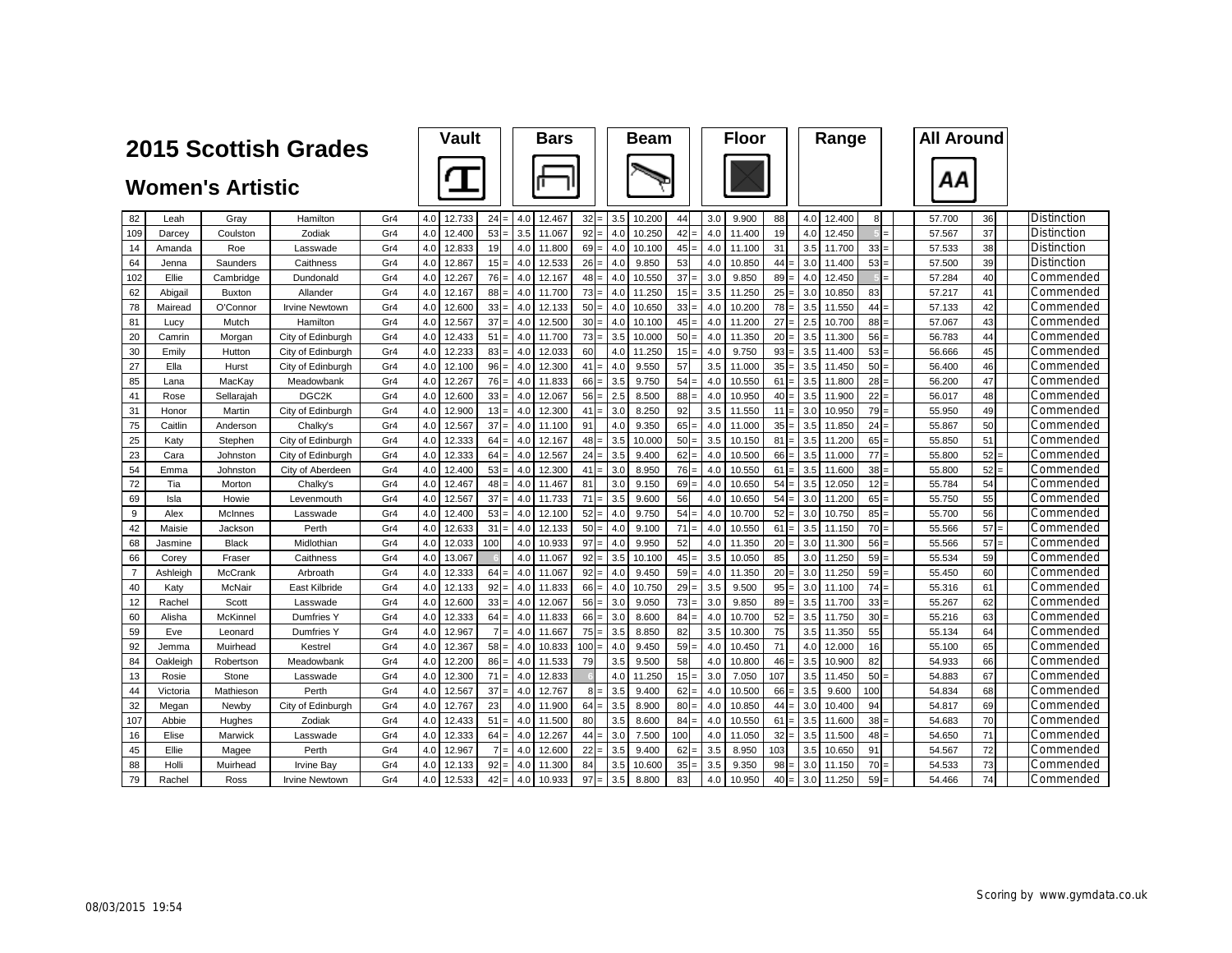# 2015 Scottish Grades

## Women's Artistic

| No. | First Name | Surname | Club | Grade | Vault D | Vault Score | Vault Rank | | Bars D | Bars Score | Bars Rank | | Beam D | Beam Score | Beam Rank | | Floor D | Floor Score | Floor Rank | | Range D | Range Score | Range Rank | | All Around | AA Rank | | Award |
|---|---|---|---|---|---|---|---|---|---|---|---|---|---|---|---|---|---|---|---|---|---|---|---|---|---|---|---|---|
| 82 | Leah | Gray | Hamilton | Gr4 | 4.0 | 12.733 | 24 | = | 4.0 | 12.467 | 32 | = | 3.5 | 10.200 | 44 | | 3.0 | 9.900 | 88 | | 4.0 | 12.400 | 8 | | 57.700 | 36 | | Distinction |
| 109 | Darcey | Coulston | Zodiak | Gr4 | 4.0 | 12.400 | 53 | = | 3.5 | 11.067 | 92 | = | 4.0 | 10.250 | 42 | = | 4.0 | 11.400 | 19 | | 4.0 | 12.450 | 5 | = | 57.567 | 37 | | Distinction |
| 14 | Amanda | Roe | Lasswade | Gr4 | 4.0 | 12.833 | 19 | | 4.0 | 11.800 | 69 | = | 4.0 | 10.100 | 45 | = | 4.0 | 11.100 | 31 | | 3.5 | 11.700 | 33 | = | 57.533 | 38 | | Distinction |
| 64 | Jenna | Saunders | Caithness | Gr4 | 4.0 | 12.867 | 15 | = | 4.0 | 12.533 | 26 | = | 4.0 | 9.850 | 53 | | 4.0 | 10.850 | 44 | = | 3.0 | 11.400 | 53 | = | 57.500 | 39 | | Distinction |
| 102 | Ellie | Cambridge | Dundonald | Gr4 | 4.0 | 12.267 | 76 | = | 4.0 | 12.167 | 48 | = | 4.0 | 10.550 | 37 | = | 3.0 | 9.850 | 89 | = | 4.0 | 12.450 | 5 | = | 57.284 | 40 | | Commended |
| 62 | Abigail | Buxton | Allander | Gr4 | 4.0 | 12.167 | 88 | = | 4.0 | 11.700 | 73 | = | 4.0 | 11.250 | 15 | = | 3.5 | 11.250 | 25 | = | 3.0 | 10.850 | 83 | | 57.217 | 41 | | Commended |
| 78 | Mairead | O'Connor | Irvine Newtown | Gr4 | 4.0 | 12.600 | 33 | = | 4.0 | 12.133 | 50 | = | 4.0 | 10.650 | 33 | = | 4.0 | 10.200 | 78 | = | 3.5 | 11.550 | 44 | = | 57.133 | 42 | | Commended |
| 81 | Lucy | Mutch | Hamilton | Gr4 | 4.0 | 12.567 | 37 | = | 4.0 | 12.500 | 30 | = | 4.0 | 10.100 | 45 | = | 4.0 | 11.200 | 27 | = | 2.5 | 10.700 | 88 | = | 57.067 | 43 | | Commended |
| 20 | Camrin | Morgan | City of Edinburgh | Gr4 | 4.0 | 12.433 | 51 | = | 4.0 | 11.700 | 73 | = | 3.5 | 10.000 | 50 | = | 4.0 | 11.350 | 20 | = | 3.5 | 11.300 | 56 | = | 56.783 | 44 | | Commended |
| 30 | Emily | Hutton | City of Edinburgh | Gr4 | 4.0 | 12.233 | 83 | = | 4.0 | 12.033 | 60 | | 4.0 | 11.250 | 15 | = | 4.0 | 9.750 | 93 | = | 3.5 | 11.400 | 53 | = | 56.666 | 45 | | Commended |
| 27 | Ella | Hurst | City of Edinburgh | Gr4 | 4.0 | 12.100 | 96 | = | 4.0 | 12.300 | 41 | = | 4.0 | 9.550 | 57 | | 3.5 | 11.000 | 35 | = | 3.5 | 11.450 | 50 | = | 56.400 | 46 | | Commended |
| 85 | Lana | MacKay | Meadowbank | Gr4 | 4.0 | 12.267 | 76 | = | 4.0 | 11.833 | 66 | = | 3.5 | 9.750 | 54 | = | 4.0 | 10.550 | 61 | = | 3.5 | 11.800 | 28 | = | 56.200 | 47 | | Commended |
| 41 | Rose | Sellarajah | DGC2K | Gr4 | 4.0 | 12.600 | 33 | = | 4.0 | 12.067 | 56 | = | 2.5 | 8.500 | 88 | = | 4.0 | 10.950 | 40 | = | 3.5 | 11.900 | 22 | = | 56.017 | 48 | | Commended |
| 31 | Honor | Martin | City of Edinburgh | Gr4 | 4.0 | 12.900 | 13 | = | 4.0 | 12.300 | 41 | = | 3.0 | 8.250 | 92 | | 3.5 | 11.550 | 11 | = | 3.0 | 10.950 | 79 | = | 55.950 | 49 | | Commended |
| 75 | Caitlin | Anderson | Chalky's | Gr4 | 4.0 | 12.567 | 37 | = | 4.0 | 11.100 | 91 | | 4.0 | 9.350 | 65 | = | 4.0 | 11.000 | 35 | = | 3.5 | 11.850 | 24 | = | 55.867 | 50 | | Commended |
| 25 | Katy | Stephen | City of Edinburgh | Gr4 | 4.0 | 12.333 | 64 | = | 4.0 | 12.167 | 48 | = | 3.5 | 10.000 | 50 | = | 3.5 | 10.150 | 81 | = | 3.5 | 11.200 | 65 | = | 55.850 | 51 | | Commended |
| 23 | Cara | Johnston | City of Edinburgh | Gr4 | 4.0 | 12.333 | 64 | = | 4.0 | 12.567 | 24 | = | 3.5 | 9.400 | 62 | = | 4.0 | 10.500 | 66 | = | 3.5 | 11.000 | 77 | = | 55.800 | 52 | = | Commended |
| 54 | Emma | Johnston | City of Aberdeen | Gr4 | 4.0 | 12.400 | 53 | = | 4.0 | 12.300 | 41 | = | 3.0 | 8.950 | 76 | = | 4.0 | 10.550 | 61 | = | 3.5 | 11.600 | 38 | = | 55.800 | 52 | = | Commended |
| 72 | Tia | Morton | Chalky's | Gr4 | 4.0 | 12.467 | 48 | = | 4.0 | 11.467 | 81 | | 3.0 | 9.150 | 69 | = | 4.0 | 10.650 | 54 | = | 3.5 | 12.050 | 12 | = | 55.784 | 54 | | Commended |
| 69 | Isla | Howie | Levenmouth | Gr4 | 4.0 | 12.567 | 37 | = | 4.0 | 11.733 | 71 | = | 3.5 | 9.600 | 56 | | 4.0 | 10.650 | 54 | = | 3.0 | 11.200 | 65 | = | 55.750 | 55 | | Commended |
| 9 | Alex | McInnes | Lasswade | Gr4 | 4.0 | 12.400 | 53 | = | 4.0 | 12.100 | 52 | = | 4.0 | 9.750 | 54 | = | 4.0 | 10.700 | 52 | = | 3.0 | 10.750 | 85 | = | 55.700 | 56 | | Commended |
| 42 | Maisie | Jackson | Perth | Gr4 | 4.0 | 12.633 | 31 | = | 4.0 | 12.133 | 50 | = | 4.0 | 9.100 | 71 | = | 4.0 | 10.550 | 61 | = | 3.5 | 11.150 | 70 | = | 55.566 | 57 | = | Commended |
| 68 | Jasmine | Black | Midlothian | Gr4 | 4.0 | 12.033 | 100 | | 4.0 | 10.933 | 97 | = | 4.0 | 9.950 | 52 | | 4.0 | 11.350 | 20 | = | 3.0 | 11.300 | 56 | = | 55.566 | 57 | = | Commended |
| 66 | Corey | Fraser | Caithness | Gr4 | 4.0 | 13.067 | 6 | | 4.0 | 11.067 | 92 | = | 3.5 | 10.100 | 45 | = | 3.5 | 10.050 | 85 | | 3.0 | 11.250 | 59 | = | 55.534 | 59 | | Commended |
| 7 | Ashleigh | McCrank | Arbroath | Gr4 | 4.0 | 12.333 | 64 | = | 4.0 | 11.067 | 92 | = | 4.0 | 9.450 | 59 | = | 4.0 | 11.350 | 20 | = | 3.0 | 11.250 | 59 | = | 55.450 | 60 | | Commended |
| 40 | Katy | McNair | East Kilbride | Gr4 | 4.0 | 12.133 | 92 | = | 4.0 | 11.833 | 66 | = | 4.0 | 10.750 | 29 | = | 3.5 | 9.500 | 95 | = | 3.0 | 11.100 | 74 | = | 55.316 | 61 | | Commended |
| 12 | Rachel | Scott | Lasswade | Gr4 | 4.0 | 12.600 | 33 | = | 4.0 | 12.067 | 56 | = | 3.0 | 9.050 | 73 | = | 3.0 | 9.850 | 89 | = | 3.5 | 11.700 | 33 | = | 55.267 | 62 | | Commended |
| 60 | Alisha | McKinnel | Dumfries Y | Gr4 | 4.0 | 12.333 | 64 | = | 4.0 | 11.833 | 66 | = | 3.0 | 8.600 | 84 | = | 4.0 | 10.700 | 52 | = | 3.5 | 11.750 | 30 | = | 55.216 | 63 | | Commended |
| 59 | Eve | Leonard | Dumfries Y | Gr4 | 4.0 | 12.967 | 7 | = | 4.0 | 11.667 | 75 | = | 3.5 | 8.850 | 82 | | 3.5 | 10.300 | 75 | | 3.5 | 11.350 | 55 | | 55.134 | 64 | | Commended |
| 92 | Jemma | Muirhead | Kestrel | Gr4 | 4.0 | 12.367 | 58 | = | 4.0 | 10.833 | 100 | = | 4.0 | 9.450 | 59 | = | 4.0 | 10.450 | 71 | | 4.0 | 12.000 | 16 | | 55.100 | 65 | | Commended |
| 84 | Oakleigh | Robertson | Meadowbank | Gr4 | 4.0 | 12.200 | 86 | = | 4.0 | 11.533 | 79 | | 3.5 | 9.500 | 58 | | 4.0 | 10.800 | 46 | = | 3.5 | 10.900 | 82 | | 54.933 | 66 | | Commended |
| 13 | Rosie | Stone | Lasswade | Gr4 | 4.0 | 12.300 | 71 | = | 4.0 | 12.833 | 6 | | 4.0 | 11.250 | 15 | = | 3.0 | 7.050 | 107 | | 3.5 | 11.450 | 50 | = | 54.883 | 67 | | Commended |
| 44 | Victoria | Mathieson | Perth | Gr4 | 4.0 | 12.567 | 37 | = | 4.0 | 12.767 | 8 | = | 3.5 | 9.400 | 62 | = | 4.0 | 10.500 | 66 | = | 3.5 | 9.600 | 100 | | 54.834 | 68 | | Commended |
| 32 | Megan | Newby | City of Edinburgh | Gr4 | 4.0 | 12.767 | 23 | | 4.0 | 11.900 | 64 | = | 3.5 | 8.900 | 80 | = | 4.0 | 10.850 | 44 | = | 3.0 | 10.400 | 94 | | 54.817 | 69 | | Commended |
| 107 | Abbie | Hughes | Zodiak | Gr4 | 4.0 | 12.433 | 51 | = | 4.0 | 11.500 | 80 | | 3.5 | 8.600 | 84 | = | 4.0 | 10.550 | 61 | = | 3.5 | 11.600 | 38 | = | 54.683 | 70 | | Commended |
| 16 | Elise | Marwick | Lasswade | Gr4 | 4.0 | 12.333 | 64 | = | 4.0 | 12.267 | 44 | = | 3.0 | 7.500 | 100 | | 4.0 | 11.050 | 32 | = | 3.5 | 11.500 | 48 | = | 54.650 | 71 | | Commended |
| 45 | Ellie | Magee | Perth | Gr4 | 4.0 | 12.967 | 7 | = | 4.0 | 12.600 | 22 | = | 3.5 | 9.400 | 62 | = | 3.5 | 8.950 | 103 | | 3.5 | 10.650 | 91 | | 54.567 | 72 | | Commended |
| 88 | Holli | Muirhead | Irvine Bay | Gr4 | 4.0 | 12.133 | 92 | = | 4.0 | 11.300 | 84 | | 3.5 | 10.600 | 35 | = | 3.5 | 9.350 | 98 | = | 3.0 | 11.150 | 70 | = | 54.533 | 73 | | Commended |
| 79 | Rachel | Ross | Irvine Newtown | Gr4 | 4.0 | 12.533 | 42 | = | 4.0 | 10.933 | 97 | = | 3.5 | 8.800 | 83 | | 4.0 | 10.950 | 40 | = | 3.0 | 11.250 | 59 | = | 54.466 | 74 | | Commended |

08/03/2015 19:54

Scoring by www.gymdata.co.uk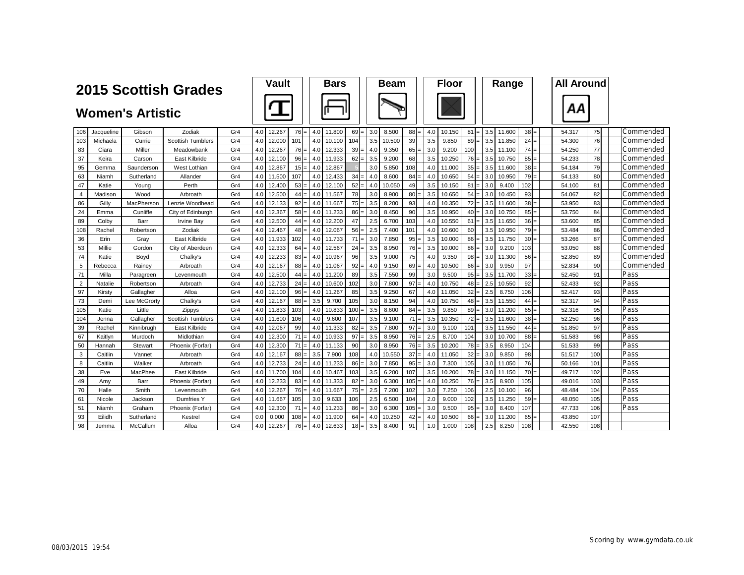# 2015 Scottish Grades

## Women's Artistic

| No. | First Name | Surname | Club | Grade | Vault D | Vault Score | Vault Rank | | Bars D | Bars Score | Bars Rank | | Beam D | Beam Score | Beam Rank | | Floor D | Floor Score | Floor Rank | | Range D | Range Score | Range Rank | | All Around | AA Rank | Award |
|---|---|---|---|---|---|---|---|---|---|---|---|---|---|---|---|---|---|---|---|---|---|---|---|---|---|---|---|
| 106 | Jacqueline | Gibson | Zodiak | Gr4 | 4.0 | 12.267 | 76 | = | 4.0 | 11.800 | 69 | = | 3.0 | 8.500 | 88 | = | 4.0 | 10.150 | 81 | = | 3.5 | 11.600 | 38 | = | 54.317 | 75 | Commended |
| 103 | Michaela | Currie | Scottish Tumblers | Gr4 | 4.0 | 12.000 | 101 | | 4.0 | 10.100 | 104 | | 3.5 | 10.500 | 39 | | 3.5 | 9.850 | 89 | = | 3.5 | 11.850 | 24 | = | 54.300 | 76 | Commended |
| 83 | Ciara | Miller | Meadowbank | Gr4 | 4.0 | 12.267 | 76 | = | 4.0 | 12.333 | 39 | = | 4.0 | 9.350 | 65 | = | 3.0 | 9.200 | 100 | | 3.5 | 11.100 | 74 | = | 54.250 | 77 | Commended |
| 37 | Keira | Carson | East Kilbride | Gr4 | 4.0 | 12.100 | 96 | = | 4.0 | 11.933 | 62 | = | 3.5 | 9.200 | 68 | | 3.5 | 10.250 | 76 | = | 3.5 | 10.750 | 85 | = | 54.233 | 78 | Commended |
| 95 | Gemma | Saunderson | West Lothian | Gr4 | 4.0 | 12.867 | 15 | = | 4.0 | 12.867 | 5 | | 3.0 | 5.850 | 108 | | 4.0 | 11.000 | 35 | = | 3.5 | 11.600 | 38 | = | 54.184 | 79 | Commended |
| 63 | Niamh | Sutherland | Allander | Gr4 | 4.0 | 11.500 | 107 | | 4.0 | 12.433 | 34 | = | 4.0 | 8.600 | 84 | = | 4.0 | 10.650 | 54 | = | 3.0 | 10.950 | 79 | = | 54.133 | 80 | Commended |
| 47 | Katie | Young | Perth | Gr4 | 4.0 | 12.400 | 53 | = | 4.0 | 12.100 | 52 | = | 4.0 | 10.050 | 49 | | 3.5 | 10.150 | 81 | = | 3.0 | 9.400 | 102 | | 54.100 | 81 | Commended |
| 4 | Madison | Wood | Arbroath | Gr4 | 4.0 | 12.500 | 44 | = | 4.0 | 11.567 | 78 | | 3.0 | 8.900 | 80 | = | 3.5 | 10.650 | 54 | = | 3.0 | 10.450 | 93 | | 54.067 | 82 | Commended |
| 86 | Gilly | MacPherson | Lenzie Woodhead | Gr4 | 4.0 | 12.133 | 92 | = | 4.0 | 11.667 | 75 | = | 3.5 | 8.200 | 93 | | 4.0 | 10.350 | 72 | = | 3.5 | 11.600 | 38 | = | 53.950 | 83 | Commended |
| 24 | Emma | Cunliffe | City of Edinburgh | Gr4 | 4.0 | 12.367 | 58 | = | 4.0 | 11.233 | 86 | = | 3.0 | 8.450 | 90 | | 3.5 | 10.950 | 40 | = | 3.0 | 10.750 | 85 | = | 53.750 | 84 | Commended |
| 89 | Colby | Barr | Irvine Bay | Gr4 | 4.0 | 12.500 | 44 | = | 4.0 | 12.200 | 47 | | 2.5 | 6.700 | 103 | | 4.0 | 10.550 | 61 | = | 3.5 | 11.650 | 36 | = | 53.600 | 85 | Commended |
| 108 | Rachel | Robertson | Zodiak | Gr4 | 4.0 | 12.467 | 48 | = | 4.0 | 12.067 | 56 | = | 2.5 | 7.400 | 101 | | 4.0 | 10.600 | 60 | | 3.5 | 10.950 | 79 | = | 53.484 | 86 | Commended |
| 36 | Erin | Gray | East Kilbride | Gr4 | 4.0 | 11.933 | 102 | | 4.0 | 11.733 | 71 | = | 3.0 | 7.850 | 95 | = | 3.5 | 10.000 | 86 | = | 3.5 | 11.750 | 30 | = | 53.266 | 87 | Commended |
| 53 | Millie | Gordon | City of Aberdeen | Gr4 | 4.0 | 12.333 | 64 | = | 4.0 | 12.567 | 24 | = | 3.5 | 8.950 | 76 | = | 3.5 | 10.000 | 86 | = | 3.0 | 9.200 | 103 | | 53.050 | 88 | Commended |
| 74 | Katie | Boyd | Chalky's | Gr4 | 4.0 | 12.233 | 83 | = | 4.0 | 10.967 | 96 | | 3.5 | 9.000 | 75 | | 4.0 | 9.350 | 98 | = | 3.0 | 11.300 | 56 | = | 52.850 | 89 | Commended |
| 5 | Rebecca | Rainey | Arbroath | Gr4 | 4.0 | 12.167 | 88 | = | 4.0 | 11.067 | 92 | = | 4.0 | 9.150 | 69 | = | 4.0 | 10.500 | 66 | = | 3.0 | 9.950 | 97 | | 52.834 | 90 | Commended |
| 71 | Milla | Paragreen | Levenmouth | Gr4 | 4.0 | 12.500 | 44 | = | 4.0 | 11.200 | 89 | | 3.5 | 7.550 | 99 | | 3.0 | 9.500 | 95 | = | 3.5 | 11.700 | 33 | = | 52.450 | 91 | Pass |
| 2 | Natalie | Robertson | Arbroath | Gr4 | 4.0 | 12.733 | 24 | = | 4.0 | 10.600 | 102 | | 3.0 | 7.800 | 97 | = | 4.0 | 10.750 | 48 | = | 2.5 | 10.550 | 92 | | 52.433 | 92 | Pass |
| 97 | Kirsty | Gallagher | Alloa | Gr4 | 4.0 | 12.100 | 96 | = | 4.0 | 11.267 | 85 | | 3.5 | 9.250 | 67 | | 4.0 | 11.050 | 32 | = | 2.5 | 8.750 | 106 | | 52.417 | 93 | Pass |
| 73 | Demi | Lee McGrorty | Chalky's | Gr4 | 4.0 | 12.167 | 88 | = | 3.5 | 9.700 | 105 | | 3.0 | 8.150 | 94 | | 4.0 | 10.750 | 48 | = | 3.5 | 11.550 | 44 | = | 52.317 | 94 | Pass |
| 105 | Katie | Little | Zippys | Gr4 | 4.0 | 11.833 | 103 | | 4.0 | 10.833 | 100 | = | 3.5 | 8.600 | 84 | = | 3.5 | 9.850 | 89 | = | 3.0 | 11.200 | 65 | = | 52.316 | 95 | Pass |
| 104 | Jenna | Gallagher | Scottish Tumblers | Gr4 | 4.0 | 11.600 | 106 | | 4.0 | 9.600 | 107 | | 3.5 | 9.100 | 71 | = | 3.5 | 10.350 | 72 | = | 3.5 | 11.600 | 38 | = | 52.250 | 96 | Pass |
| 39 | Rachel | Kinnibrugh | East Kilbride | Gr4 | 4.0 | 12.067 | 99 | | 4.0 | 11.333 | 82 | = | 3.5 | 7.800 | 97 | = | 3.0 | 9.100 | 101 | | 3.5 | 11.550 | 44 | = | 51.850 | 97 | Pass |
| 67 | Kaitlyn | Murdoch | Midlothian | Gr4 | 4.0 | 12.300 | 71 | = | 4.0 | 10.933 | 97 | = | 3.5 | 8.950 | 76 | = | 2.5 | 8.700 | 104 | | 3.0 | 10.700 | 88 | = | 51.583 | 98 | Pass |
| 50 | Hannah | Stewart | Phoenix (Forfar) | Gr4 | 4.0 | 12.300 | 71 | = | 4.0 | 11.133 | 90 | | 3.0 | 8.950 | 76 | = | 3.5 | 10.200 | 78 | = | 3.5 | 8.950 | 104 | | 51.533 | 99 | Pass |
| 3 | Caitlin | Vannet | Arbroath | Gr4 | 4.0 | 12.167 | 88 | = | 3.5 | 7.900 | 108 | | 4.0 | 10.550 | 37 | = | 4.0 | 11.050 | 32 | = | 3.0 | 9.850 | 98 | | 51.517 | 100 | Pass |
| 8 | Caitlin | Walker | Arbroath | Gr4 | 4.0 | 12.733 | 24 | = | 4.0 | 11.233 | 86 | = | 3.0 | 7.850 | 95 | = | 3.0 | 7.300 | 105 | | 3.0 | 11.050 | 76 | | 50.166 | 101 | Pass |
| 38 | Eve | MacPhee | East Kilbride | Gr4 | 4.0 | 11.700 | 104 | | 4.0 | 10.467 | 103 | | 3.5 | 6.200 | 107 | | 3.5 | 10.200 | 78 | = | 3.0 | 11.150 | 70 | = | 49.717 | 102 | Pass |
| 49 | Amy | Barr | Phoenix (Forfar) | Gr4 | 4.0 | 12.233 | 83 | = | 4.0 | 11.333 | 82 | = | 3.0 | 6.300 | 105 | = | 4.0 | 10.250 | 76 | = | 3.5 | 8.900 | 105 | | 49.016 | 103 | Pass |
| 70 | Halle | Smith | Levenmouth | Gr4 | 4.0 | 12.267 | 76 | = | 4.0 | 11.667 | 75 | = | 2.5 | 7.200 | 102 | | 3.0 | 7.250 | 106 | | 2.5 | 10.100 | 96 | | 48.484 | 104 | Pass |
| 61 | Nicole | Jackson | Dumfries Y | Gr4 | 4.0 | 11.667 | 105 | | 3.0 | 9.633 | 106 | | 2.5 | 6.500 | 104 | | 2.0 | 9.000 | 102 | | 3.5 | 11.250 | 59 | = | 48.050 | 105 | Pass |
| 51 | Niamh | Graham | Phoenix (Forfar) | Gr4 | 4.0 | 12.300 | 71 | = | 4.0 | 11.233 | 86 | = | 3.0 | 6.300 | 105 | = | 3.0 | 9.500 | 95 | = | 3.0 | 8.400 | 107 | | 47.733 | 106 | Pass |
| 93 | Eilidh | Sutherland | Kestrel | Gr4 | 0.0 | 0.000 | 108 | = | 4.0 | 11.900 | 64 | = | 4.0 | 10.250 | 42 | = | 4.0 | 10.500 | 66 | = | 3.0 | 11.200 | 65 | = | 43.850 | 107 | |
| 98 | Jemma | McCallum | Alloa | Gr4 | 4.0 | 12.267 | 76 | = | 4.0 | 12.633 | 18 | = | 3.5 | 8.400 | 91 | | 1.0 | 1.000 | 108 | | 2.5 | 8.250 | 108 | | 42.550 | 108 | |

08/03/2015 19:54

Scoring by www.gymdata.co.uk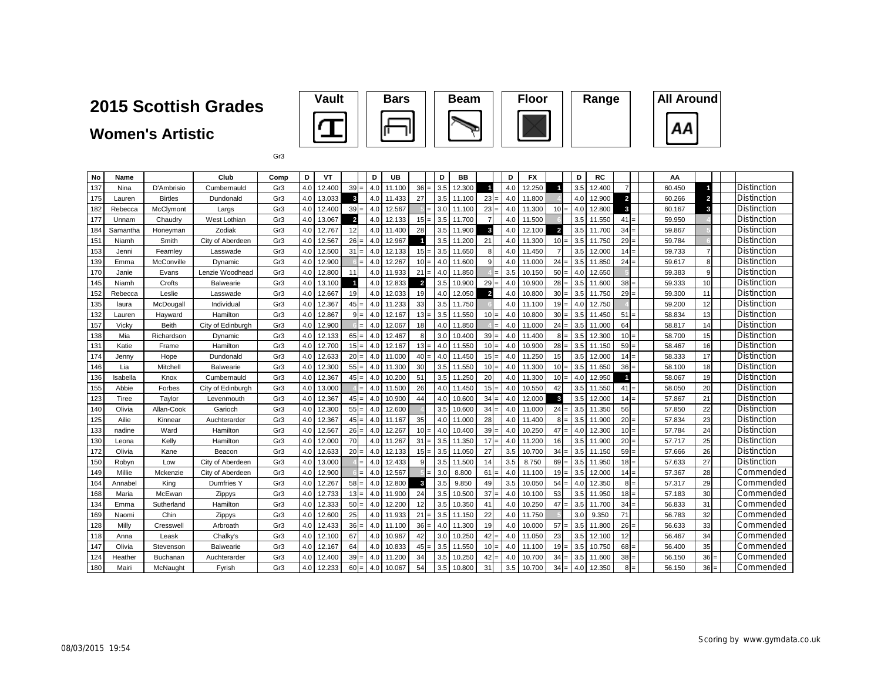# 2015 Scottish Grades

## Women's Artistic

Vault | Bars | Beam | Floor | Range | All Around

Gr3

| No | Name | | Club | Comp | D | VT | | | D | UB | | | D | BB | | | D | FX | | | D | RC | | | | AA | | | | |
|---|---|---|---|---|---|---|---|---|---|---|---|---|---|---|---|---|---|---|---|---|---|---|---|---|---|---|---|---|---|---|
| 137 | Nina | D'Ambrisio | Cumbernauld | Gr3 | 4.0 | 12.400 | 39 | = | 4.0 | 11.100 | 36 | = | 3.5 | 12.300 | 1 | | 4.0 | 12.250 | 1 | | 3.5 | 12.400 | 7 | | | 60.450 | 1 | | | Distinction |
| 175 | Lauren | Birtles | Dundonald | Gr3 | 4.0 | 13.033 | 3 | | 4.0 | 11.433 | 27 | | 3.5 | 11.100 | 23 | = | 4.0 | 11.800 | 4 | | 4.0 | 12.900 | 2 | | | 60.266 | 2 | | | Distinction |
| 182 | Rebecca | McClymont | Largs | Gr3 | 4.0 | 12.400 | 39 | = | 4.0 | 12.567 | 5 | = | 3.0 | 11.100 | 23 | = | 4.0 | 11.300 | 10 | = | 4.0 | 12.800 | 3 | | | 60.167 | 3 | | | Distinction |
| 177 | Unnam | Chaudry | West Lothian | Gr3 | 4.0 | 13.067 | 2 | | 4.0 | 12.133 | 15 | = | 3.5 | 11.700 | 7 | | 4.0 | 11.500 | 6 | | 3.5 | 11.550 | 41 | = | | 59.950 | 4 | | | Distinction |
| 184 | Samantha | Honeyman | Zodiak | Gr3 | 4.0 | 12.767 | 12 | | 4.0 | 11.400 | 28 | | 3.5 | 11.900 | 3 | | 4.0 | 12.100 | 2 | | 3.5 | 11.700 | 34 | = | | 59.867 | 5 | | | Distinction |
| 151 | Niamh | Smith | City of Aberdeen | Gr3 | 4.0 | 12.567 | 26 | = | 4.0 | 12.967 | 1 | | 3.5 | 11.200 | 21 | | 4.0 | 11.300 | 10 | = | 3.5 | 11.750 | 29 | = | | 59.784 | 6 | | | Distinction |
| 153 | Jenni | Fearnley | Lasswade | Gr3 | 4.0 | 12.500 | 31 | = | 4.0 | 12.133 | 15 | = | 3.5 | 11.650 | 8 | | 4.0 | 11.450 | 7 | | 3.5 | 12.000 | 14 | = | | 59.733 | 7 | | | Distinction |
| 139 | Emma | McConville | Dynamic | Gr3 | 4.0 | 12.900 | 6 | = | 4.0 | 12.267 | 10 | = | 4.0 | 11.600 | 9 | | 4.0 | 11.000 | 24 | = | 3.5 | 11.850 | 24 | = | | 59.617 | 8 | | | Distinction |
| 170 | Janie | Evans | Lenzie Woodhead | Gr3 | 4.0 | 12.800 | 11 | | 4.0 | 11.933 | 21 | = | 4.0 | 11.850 | 4 | = | 3.5 | 10.150 | 50 | = | 4.0 | 12.650 | 5 | | | 59.383 | 9 | | | Distinction |
| 145 | Niamh | Crofts | Balwearie | Gr3 | 4.0 | 13.100 | 1 | | 4.0 | 12.833 | 2 | | 3.5 | 10.900 | 29 | = | 4.0 | 10.900 | 28 | = | 3.5 | 11.600 | 38 | = | | 59.333 | 10 | | | Distinction |
| 152 | Rebecca | Leslie | Lasswade | Gr3 | 4.0 | 12.667 | 19 | | 4.0 | 12.033 | 19 | | 4.0 | 12.050 | 2 | | 4.0 | 10.800 | 30 | = | 3.5 | 11.750 | 29 | = | | 59.300 | 11 | | | Distinction |
| 135 | laura | McDougall | Individual | Gr3 | 4.0 | 12.367 | 45 | = | 4.0 | 11.233 | 33 | | 3.5 | 11.750 | 6 | | 4.0 | 11.100 | 19 | = | 4.0 | 12.750 | 4 | | | 59.200 | 12 | | | Distinction |
| 132 | Lauren | Hayward | Hamilton | Gr3 | 4.0 | 12.867 | 9 | = | 4.0 | 12.167 | 13 | = | 3.5 | 11.550 | 10 | = | 4.0 | 10.800 | 30 | = | 3.5 | 11.450 | 51 | = | | 58.834 | 13 | | | Distinction |
| 157 | Vicky | Beith | City of Edinburgh | Gr3 | 4.0 | 12.900 | 6 | = | 4.0 | 12.067 | 18 | | 4.0 | 11.850 | 4 | = | 4.0 | 11.000 | 24 | = | 3.5 | 11.000 | 64 | | | 58.817 | 14 | | | Distinction |
| 138 | Mia | Richardson | Dynamic | Gr3 | 4.0 | 12.133 | 65 | = | 4.0 | 12.467 | 8 | | 3.0 | 10.400 | 39 | = | 4.0 | 11.400 | 8 | = | 3.5 | 12.300 | 10 | = | | 58.700 | 15 | | | Distinction |
| 131 | Katie | Frame | Hamilton | Gr3 | 4.0 | 12.700 | 15 | = | 4.0 | 12.167 | 13 | = | 4.0 | 11.550 | 10 | = | 4.0 | 10.900 | 28 | = | 3.5 | 11.150 | 59 | = | | 58.467 | 16 | | | Distinction |
| 174 | Jenny | Hope | Dundonald | Gr3 | 4.0 | 12.633 | 20 | = | 4.0 | 11.000 | 40 | = | 4.0 | 11.450 | 15 | = | 4.0 | 11.250 | 15 | | 3.5 | 12.000 | 14 | = | | 58.333 | 17 | | | Distinction |
| 146 | Lia | Mitchell | Balwearie | Gr3 | 4.0 | 12.300 | 55 | = | 4.0 | 11.300 | 30 | | 3.5 | 11.550 | 10 | = | 4.0 | 11.300 | 10 | = | 3.5 | 11.650 | 36 | = | | 58.100 | 18 | | | Distinction |
| 136 | Isabella | Knox | Cumbernauld | Gr3 | 4.0 | 12.367 | 45 | = | 4.0 | 10.200 | 51 | | 3.5 | 11.250 | 20 | | 4.0 | 11.300 | 10 | = | 4.0 | 12.950 | 1 | | | 58.067 | 19 | | | Distinction |
| 155 | Abbie | Forbes | City of Edinburgh | Gr3 | 4.0 | 13.000 | 4 | = | 4.0 | 11.500 | 26 | | 4.0 | 11.450 | 15 | = | 4.0 | 10.550 | 42 | | 3.5 | 11.550 | 41 | = | | 58.050 | 20 | | | Distinction |
| 123 | Tiree | Taylor | Levenmouth | Gr3 | 4.0 | 12.367 | 45 | = | 4.0 | 10.900 | 44 | | 4.0 | 10.600 | 34 | = | 4.0 | 12.000 | 3 | | 3.5 | 12.000 | 14 | = | | 57.867 | 21 | | | Distinction |
| 140 | Olivia | Allan-Cook | Garioch | Gr3 | 4.0 | 12.300 | 55 | = | 4.0 | 12.600 | 4 | | 3.5 | 10.600 | 34 | = | 4.0 | 11.000 | 24 | = | 3.5 | 11.350 | 56 | | | 57.850 | 22 | | | Distinction |
| 125 | Ailie | Kinnear | Auchterarder | Gr3 | 4.0 | 12.367 | 45 | = | 4.0 | 11.167 | 35 | | 4.0 | 11.000 | 28 | | 4.0 | 11.400 | 8 | = | 3.5 | 11.900 | 20 | = | | 57.834 | 23 | | | Distinction |
| 133 | nadine | Ward | Hamilton | Gr3 | 4.0 | 12.567 | 26 | = | 4.0 | 12.267 | 10 | = | 4.0 | 10.400 | 39 | = | 4.0 | 10.250 | 47 | = | 4.0 | 12.300 | 10 | = | | 57.784 | 24 | | | Distinction |
| 130 | Leona | Kelly | Hamilton | Gr3 | 4.0 | 12.000 | 70 | | 4.0 | 11.267 | 31 | = | 3.5 | 11.350 | 17 | = | 4.0 | 11.200 | 16 | | 3.5 | 11.900 | 20 | = | | 57.717 | 25 | | | Distinction |
| 172 | Olivia | Kane | Beacon | Gr3 | 4.0 | 12.633 | 20 | = | 4.0 | 12.133 | 15 | = | 3.5 | 11.050 | 27 | | 3.5 | 10.700 | 34 | = | 3.5 | 11.150 | 59 | = | | 57.666 | 26 | | | Distinction |
| 150 | Robyn | Low | City of Aberdeen | Gr3 | 4.0 | 13.000 | 4 | = | 4.0 | 12.433 | 9 | | 3.5 | 11.500 | 14 | | 3.5 | 8.750 | 69 | = | 3.5 | 11.950 | 18 | = | | 57.633 | 27 | | | Distinction |
| 149 | Millie | Mckenzie | City of Aberdeen | Gr3 | 4.0 | 12.900 | 6 | = | 4.0 | 12.567 | 5 | = | 3.0 | 8.800 | 61 | = | 4.0 | 11.100 | 19 | = | 3.5 | 12.000 | 14 | = | | 57.367 | 28 | | | Commended |
| 164 | Annabel | King | Dumfries Y | Gr3 | 4.0 | 12.267 | 58 | = | 4.0 | 12.800 | 3 | | 3.5 | 9.850 | 49 | | 3.5 | 10.050 | 54 | = | 4.0 | 12.350 | 8 | = | | 57.317 | 29 | | | Commended |
| 168 | Maria | McEwan | Zippys | Gr3 | 4.0 | 12.733 | 13 | = | 4.0 | 11.900 | 24 | | 3.5 | 10.500 | 37 | = | 4.0 | 10.100 | 53 | | 3.5 | 11.950 | 18 | = | | 57.183 | 30 | | | Commended |
| 134 | Emma | Sutherland | Hamilton | Gr3 | 4.0 | 12.333 | 50 | = | 4.0 | 12.200 | 12 | | 3.5 | 10.350 | 41 | | 4.0 | 10.250 | 47 | = | 3.5 | 11.700 | 34 | = | | 56.833 | 31 | | | Commended |
| 169 | Naomi | Chin | Zippys | Gr3 | 4.0 | 12.600 | 25 | | 4.0 | 11.933 | 21 | = | 3.5 | 11.150 | 22 | | 4.0 | 11.750 | 5 | | 3.0 | 9.350 | 71 | | | 56.783 | 32 | | | Commended |
| 128 | Milly | Cresswell | Arbroath | Gr3 | 4.0 | 12.433 | 36 | = | 4.0 | 11.100 | 36 | = | 4.0 | 11.300 | 19 | | 4.0 | 10.000 | 57 | = | 3.5 | 11.800 | 26 | = | | 56.633 | 33 | | | Commended |
| 118 | Anna | Leask | Chalky's | Gr3 | 4.0 | 12.100 | 67 | | 4.0 | 10.967 | 42 | | 3.0 | 10.250 | 42 | = | 4.0 | 11.050 | 23 | | 3.5 | 12.100 | 12 | | | 56.467 | 34 | | | Commended |
| 147 | Olivia | Stevenson | Balwearie | Gr3 | 4.0 | 12.167 | 64 | | 4.0 | 10.833 | 45 | = | 3.5 | 11.550 | 10 | = | 4.0 | 11.100 | 19 | = | 3.5 | 10.750 | 68 | = | | 56.400 | 35 | | | Commended |
| 124 | Heather | Buchanan | Auchterarder | Gr3 | 4.0 | 12.400 | 39 | = | 4.0 | 11.200 | 34 | | 3.5 | 10.250 | 42 | = | 4.0 | 10.700 | 34 | = | 3.5 | 11.600 | 38 | = | | 56.150 | 36 | = | | Commended |
| 180 | Mairi | McNaught | Fyrish | Gr3 | 4.0 | 12.233 | 60 | = | 4.0 | 10.067 | 54 | | 3.5 | 10.800 | 31 | | 3.5 | 10.700 | 34 | = | 4.0 | 12.350 | 8 | = | | 56.150 | 36 | = | | Commended |

08/03/2015 19:54

Scoring by www.gymdata.co.uk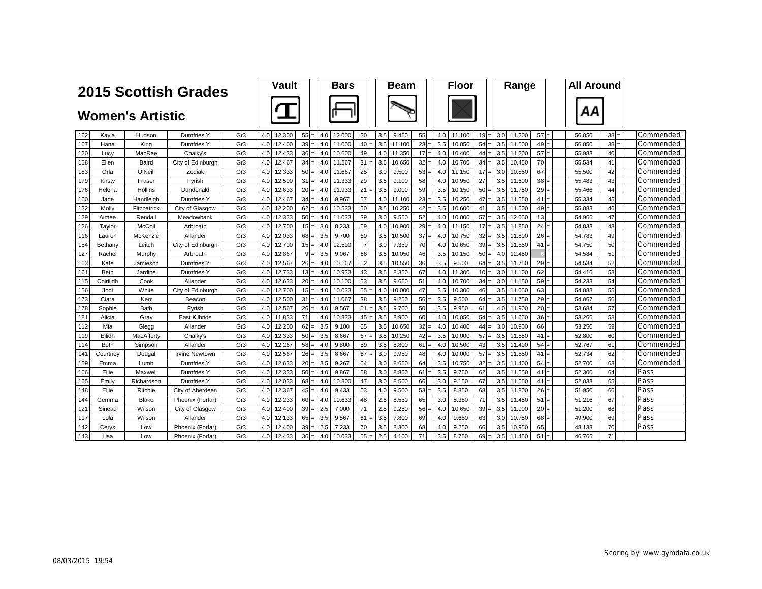# 2015 Scottish Grades

## Women's Artistic

| No. | First Name | Surname | Club | Grade | Vault D | Vault Score | Vault Rank | | Bars D | Bars Score | Bars Rank | | Beam D | Beam Score | Beam Rank | | Floor D | Floor Score | Floor Rank | | Range D | Range Score | Range Rank | | All Around | AA Rank | | Award |
|---|---|---|---|---|---|---|---|---|---|---|---|---|---|---|---|---|---|---|---|---|---|---|---|---|---|---|---|---|
| 162 | Kayla | Hudson | Dumfries Y | Gr3 | 4.0 | 12.300 | 55 | = | 4.0 | 12.000 | 20 | | 3.5 | 9.450 | 55 | | 4.0 | 11.100 | 19 | = | 3.0 | 11.200 | 57 | = | 56.050 | 38 | = | Commended |
| 167 | Hana | King | Dumfries Y | Gr3 | 4.0 | 12.400 | 39 | = | 4.0 | 11.000 | 40 | = | 3.5 | 11.100 | 23 | = | 3.5 | 10.050 | 54 | = | 3.5 | 11.500 | 49 | = | 56.050 | 38 | = | Commended |
| 120 | Lucy | MacRae | Chalky's | Gr3 | 4.0 | 12.433 | 36 | = | 4.0 | 10.600 | 49 | | 4.0 | 11.350 | 17 | = | 4.0 | 10.400 | 44 | = | 3.5 | 11.200 | 57 | = | 55.983 | 40 | | Commended |
| 158 | Ellen | Baird | City of Edinburgh | Gr3 | 4.0 | 12.467 | 34 | = | 4.0 | 11.267 | 31 | = | 3.5 | 10.650 | 32 | = | 4.0 | 10.700 | 34 | = | 3.5 | 10.450 | 70 | | 55.534 | 41 | | Commended |
| 183 | Orla | O'Neill | Zodiak | Gr3 | 4.0 | 12.333 | 50 | = | 4.0 | 11.667 | 25 | | 3.0 | 9.500 | 53 | = | 4.0 | 11.150 | 17 | = | 3.0 | 10.850 | 67 | | 55.500 | 42 | | Commended |
| 179 | Kirsty | Fraser | Fyrish | Gr3 | 4.0 | 12.500 | 31 | = | 4.0 | 11.333 | 29 | | 3.5 | 9.100 | 58 | | 4.0 | 10.950 | 27 | | 3.5 | 11.600 | 38 | = | 55.483 | 43 | | Commended |
| 176 | Helena | Hollins | Dundonald | Gr3 | 4.0 | 12.633 | 20 | = | 4.0 | 11.933 | 21 | = | 3.5 | 9.000 | 59 | | 3.5 | 10.150 | 50 | = | 3.5 | 11.750 | 29 | = | 55.466 | 44 | | Commended |
| 160 | Jade | Handleigh | Dumfries Y | Gr3 | 4.0 | 12.467 | 34 | = | 4.0 | 9.967 | 57 | | 4.0 | 11.100 | 23 | = | 3.5 | 10.250 | 47 | = | 3.5 | 11.550 | 41 | = | 55.334 | 45 | | Commended |
| 122 | Molly | Fitzpatrick | City of Glasgow | Gr3 | 4.0 | 12.200 | 62 | = | 4.0 | 10.533 | 50 | | 3.5 | 10.250 | 42 | = | 3.5 | 10.600 | 41 | | 3.5 | 11.500 | 49 | = | 55.083 | 46 | | Commended |
| 129 | Aimee | Rendall | Meadowbank | Gr3 | 4.0 | 12.333 | 50 | = | 4.0 | 11.033 | 39 | | 3.0 | 9.550 | 52 | | 4.0 | 10.000 | 57 | = | 3.5 | 12.050 | 13 | | 54.966 | 47 | | Commended |
| 126 | Taylor | McColl | Arbroath | Gr3 | 4.0 | 12.700 | 15 | = | 3.0 | 8.233 | 69 | | 4.0 | 10.900 | 29 | = | 4.0 | 11.150 | 17 | = | 3.5 | 11.850 | 24 | = | 54.833 | 48 | | Commended |
| 116 | Lauren | McKenzie | Allander | Gr3 | 4.0 | 12.033 | 68 | = | 3.5 | 9.700 | 60 | | 3.5 | 10.500 | 37 | = | 4.0 | 10.750 | 32 | = | 3.5 | 11.800 | 26 | = | 54.783 | 49 | | Commended |
| 154 | Bethany | Leitch | City of Edinburgh | Gr3 | 4.0 | 12.700 | 15 | = | 4.0 | 12.500 | 7 | | 3.0 | 7.350 | 70 | | 4.0 | 10.650 | 39 | = | 3.5 | 11.550 | 41 | = | 54.750 | 50 | | Commended |
| 127 | Rachel | Murphy | Arbroath | Gr3 | 4.0 | 12.867 | 9 | = | 3.5 | 9.067 | 66 | | 3.5 | 10.050 | 46 | | 3.5 | 10.150 | 50 | = | 4.0 | 12.450 | 6 | | 54.584 | 51 | | Commended |
| 163 | Kate | Jamieson | Dumfries Y | Gr3 | 4.0 | 12.567 | 26 | = | 4.0 | 10.167 | 52 | | 3.5 | 10.550 | 36 | | 3.5 | 9.500 | 64 | = | 3.5 | 11.750 | 29 | = | 54.534 | 52 | | Commended |
| 161 | Beth | Jardine | Dumfries Y | Gr3 | 4.0 | 12.733 | 13 | = | 4.0 | 10.933 | 43 | | 3.5 | 8.350 | 67 | | 4.0 | 11.300 | 10 | = | 3.0 | 11.100 | 62 | | 54.416 | 53 | | Commended |
| 115 | Coirilidh | Cook | Allander | Gr3 | 4.0 | 12.633 | 20 | = | 4.0 | 10.100 | 53 | | 3.5 | 9.650 | 51 | | 4.0 | 10.700 | 34 | = | 3.0 | 11.150 | 59 | = | 54.233 | 54 | | Commended |
| 156 | Jodi | White | City of Edinburgh | Gr3 | 4.0 | 12.700 | 15 | = | 4.0 | 10.033 | 55 | = | 4.0 | 10.000 | 47 | | 3.5 | 10.300 | 46 | | 3.5 | 11.050 | 63 | | 54.083 | 55 | | Commended |
| 173 | Clara | Kerr | Beacon | Gr3 | 4.0 | 12.500 | 31 | = | 4.0 | 11.067 | 38 | | 3.5 | 9.250 | 56 | = | 3.5 | 9.500 | 64 | = | 3.5 | 11.750 | 29 | = | 54.067 | 56 | | Commended |
| 178 | Sophie | Bath | Fyrish | Gr3 | 4.0 | 12.567 | 26 | = | 4.0 | 9.567 | 61 | = | 3.5 | 9.700 | 50 | | 3.5 | 9.950 | 61 | | 4.0 | 11.900 | 20 | = | 53.684 | 57 | | Commended |
| 181 | Alicia | Gray | East Kilbride | Gr3 | 4.0 | 11.833 | 71 | | 4.0 | 10.833 | 45 | = | 3.5 | 8.900 | 60 | | 4.0 | 10.050 | 54 | = | 3.5 | 11.650 | 36 | = | 53.266 | 58 | | Commended |
| 112 | Mia | Glegg | Allander | Gr3 | 4.0 | 12.200 | 62 | = | 3.5 | 9.100 | 65 | | 3.5 | 10.650 | 32 | = | 4.0 | 10.400 | 44 | = | 3.0 | 10.900 | 66 | | 53.250 | 59 | | Commended |
| 119 | Eilidh | MacAfferty | Chalky's | Gr3 | 4.0 | 12.333 | 50 | = | 3.5 | 8.667 | 67 | = | 3.5 | 10.250 | 42 | = | 3.5 | 10.000 | 57 | = | 3.5 | 11.550 | 41 | = | 52.800 | 60 | | Commended |
| 114 | Beth | Simpson | Allander | Gr3 | 4.0 | 12.267 | 58 | = | 4.0 | 9.800 | 59 | | 3.5 | 8.800 | 61 | = | 4.0 | 10.500 | 43 | | 3.5 | 11.400 | 54 | = | 52.767 | 61 | | Commended |
| 141 | Courtney | Dougal | Irvine Newtown | Gr3 | 4.0 | 12.567 | 26 | = | 3.5 | 8.667 | 67 | = | 3.0 | 9.950 | 48 | | 4.0 | 10.000 | 57 | = | 3.5 | 11.550 | 41 | = | 52.734 | 62 | | Commended |
| 159 | Emma | Lumb | Dumfries Y | Gr3 | 4.0 | 12.633 | 20 | = | 3.5 | 9.267 | 64 | | 3.0 | 8.650 | 64 | | 3.5 | 10.750 | 32 | = | 3.5 | 11.400 | 54 | = | 52.700 | 63 | | Commended |
| 166 | Ellie | Maxwell | Dumfries Y | Gr3 | 4.0 | 12.333 | 50 | = | 4.0 | 9.867 | 58 | | 3.0 | 8.800 | 61 | = | 3.5 | 9.750 | 62 | | 3.5 | 11.550 | 41 | = | 52.300 | 64 | | Pass |
| 165 | Emily | Richardson | Dumfries Y | Gr3 | 4.0 | 12.033 | 68 | = | 4.0 | 10.800 | 47 | | 3.0 | 8.500 | 66 | | 3.0 | 9.150 | 67 | | 3.5 | 11.550 | 41 | = | 52.033 | 65 | | Pass |
| 148 | Ellie | Ritchie | City of Aberdeen | Gr3 | 4.0 | 12.367 | 45 | = | 4.0 | 9.433 | 63 | | 4.0 | 9.500 | 53 | = | 3.5 | 8.850 | 68 | | 3.5 | 11.800 | 26 | = | 51.950 | 66 | | Pass |
| 144 | Gemma | Blake | Phoenix (Forfar) | Gr3 | 4.0 | 12.233 | 60 | = | 4.0 | 10.633 | 48 | | 2.5 | 8.550 | 65 | | 3.0 | 8.350 | 71 | | 3.5 | 11.450 | 51 | = | 51.216 | 67 | | Pass |
| 121 | Sinead | Wilson | City of Glasgow | Gr3 | 4.0 | 12.400 | 39 | = | 2.5 | 7.000 | 71 | | 2.5 | 9.250 | 56 | = | 4.0 | 10.650 | 39 | = | 3.5 | 11.900 | 20 | = | 51.200 | 68 | | Pass |
| 117 | Lola | Wilson | Allander | Gr3 | 4.0 | 12.133 | 65 | = | 3.5 | 9.567 | 61 | = | 3.5 | 7.800 | 69 | | 4.0 | 9.650 | 63 | | 3.0 | 10.750 | 68 | = | 49.900 | 69 | | Pass |
| 142 | Cerys | Low | Phoenix (Forfar) | Gr3 | 4.0 | 12.400 | 39 | = | 2.5 | 7.233 | 70 | | 3.5 | 8.300 | 68 | | 4.0 | 9.250 | 66 | | 3.5 | 10.950 | 65 | | 48.133 | 70 | | Pass |
| 143 | Lisa | Low | Phoenix (Forfar) | Gr3 | 4.0 | 12.433 | 36 | = | 4.0 | 10.033 | 55 | = | 2.5 | 4.100 | 71 | | 3.5 | 8.750 | 69 | = | 3.5 | 11.450 | 51 | = | 46.766 | 71 | | |

08/03/2015 19:54

Scoring by www.gymdata.co.uk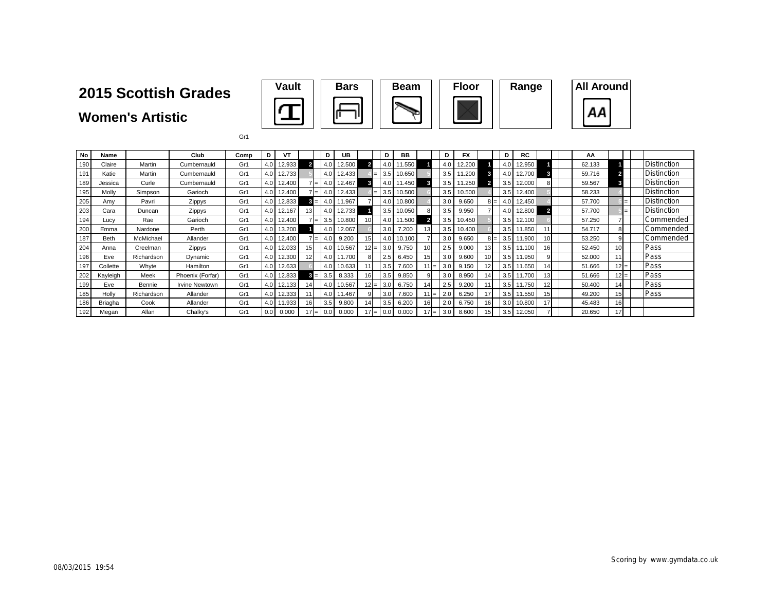# 2015 Scottish Grades

## Women's Artistic

| Vault | Bars | Beam | Floor | Range | All Around |
|---|---|---|---|---|---|

Gr1

| No | Name | | Club | Comp | D | VT | | | D | UB | | | D | BB | | | D | FX | | | D | RC | | | | AA | | | | |
|---|---|---|---|---|---|---|---|---|---|---|---|---|---|---|---|---|---|---|---|---|---|---|---|---|---|---|---|---|---|---|
| 190 | Claire | Martin | Cumbernauld | Gr1 | 4.0 | 12.933 | 2 | | 4.0 | 12.500 | 2 | | 4.0 | 11.550 | 1 | | 4.0 | 12.200 | 1 | | 4.0 | 12.950 | 1 | | | 62.133 | 1 | | | Distinction |
| 191 | Katie | Martin | Cumbernauld | Gr1 | 4.0 | 12.733 | 5 | | 4.0 | 12.433 | 4 | = | 3.5 | 10.650 | 5 | | 3.5 | 11.200 | 3 | | 4.0 | 12.700 | 3 | | | 59.716 | 2 | | | Distinction |
| 189 | Jessica | Curle | Cumbernauld | Gr1 | 4.0 | 12.400 | 7 | = | 4.0 | 12.467 | 3 | | 4.0 | 11.450 | 3 | | 3.5 | 11.250 | 2 | | 3.5 | 12.000 | 8 | | | 59.567 | 3 | | | Distinction |
| 195 | Molly | Simpson | Garioch | Gr1 | 4.0 | 12.400 | 7 | = | 4.0 | 12.433 | 4 | = | 3.5 | 10.500 | 6 | | 3.5 | 10.500 | 4 | | 3.5 | 12.400 | 5 | | | 58.233 | 4 | | | Distinction |
| 205 | Amy | Pavri | Zippys | Gr1 | 4.0 | 12.833 | 3 | = | 4.0 | 11.967 | 7 | | 4.0 | 10.800 | 4 | | 3.0 | 9.650 | 8 | = | 4.0 | 12.450 | 4 | | | 57.700 | 5 | = | | Distinction |
| 203 | Cara | Duncan | Zippys | Gr1 | 4.0 | 12.167 | 13 | | 4.0 | 12.733 | 1 | | 3.5 | 10.050 | 8 | | 3.5 | 9.950 | 7 | | 4.0 | 12.800 | 2 | | | 57.700 | 5 | = | | Distinction |
| 194 | Lucy | Rae | Garioch | Gr1 | 4.0 | 12.400 | 7 | = | 3.5 | 10.800 | 10 | | 4.0 | 11.500 | 2 | | 3.5 | 10.450 | 5 | | 3.5 | 12.100 | 6 | | | 57.250 | 7 | | | Commended |
| 200 | Emma | Nardone | Perth | Gr1 | 4.0 | 13.200 | 1 | | 4.0 | 12.067 | 6 | | 3.0 | 7.200 | 13 | | 3.5 | 10.400 | 6 | | 3.5 | 11.850 | 11 | | | 54.717 | 8 | | | Commended |
| 187 | Beth | McMichael | Allander | Gr1 | 4.0 | 12.400 | 7 | = | 4.0 | 9.200 | 15 | | 4.0 | 10.100 | 7 | | 3.0 | 9.650 | 8 | = | 3.5 | 11.900 | 10 | | | 53.250 | 9 | | | Commended |
| 204 | Anna | Creelman | Zippys | Gr1 | 4.0 | 12.033 | 15 | | 4.0 | 10.567 | 12 | = | 3.0 | 9.750 | 10 | | 2.5 | 9.000 | 13 | | 3.5 | 11.100 | 16 | | | 52.450 | 10 | | | Pass |
| 196 | Eve | Richardson | Dynamic | Gr1 | 4.0 | 12.300 | 12 | | 4.0 | 11.700 | 8 | | 2.5 | 6.450 | 15 | | 3.0 | 9.600 | 10 | | 3.5 | 11.950 | 9 | | | 52.000 | 11 | | | Pass |
| 197 | Collette | Whyte | Hamilton | Gr1 | 4.0 | 12.633 | 6 | | 4.0 | 10.633 | 11 | | 3.5 | 7.600 | 11 | = | 3.0 | 9.150 | 12 | | 3.5 | 11.650 | 14 | | | 51.666 | 12 | = | | Pass |
| 202 | Kayleigh | Meek | Phoenix (Forfar) | Gr1 | 4.0 | 12.833 | 3 | = | 3.5 | 8.333 | 16 | | 3.5 | 9.850 | 9 | | 3.0 | 8.950 | 14 | | 3.5 | 11.700 | 13 | | | 51.666 | 12 | = | | Pass |
| 199 | Eve | Bennie | Irvine Newtown | Gr1 | 4.0 | 12.133 | 14 | | 4.0 | 10.567 | 12 | = | 3.0 | 6.750 | 14 | | 2.5 | 9.200 | 11 | | 3.5 | 11.750 | 12 | | | 50.400 | 14 | | | Pass |
| 185 | Holly | Richardson | Allander | Gr1 | 4.0 | 12.333 | 11 | | 4.0 | 11.467 | 9 | | 3.0 | 7.600 | 11 | = | 2.0 | 6.250 | 17 | | 3.5 | 11.550 | 15 | | | 49.200 | 15 | | | Pass |
| 186 | Briagha | Cook | Allander | Gr1 | 4.0 | 11.933 | 16 | | 3.5 | 9.800 | 14 | | 3.5 | 6.200 | 16 | | 2.0 | 6.750 | 16 | | 3.0 | 10.800 | 17 | | | 45.483 | 16 | | | |
| 192 | Megan | Allan | Chalky's | Gr1 | 0.0 | 0.000 | 17 | = | 0.0 | 0.000 | 17 | = | 0.0 | 0.000 | 17 | = | 3.0 | 8.600 | 15 | | 3.5 | 12.050 | 7 | | | 20.650 | 17 | | | |

08/03/2015 19:54

Scoring by www.gymdata.co.uk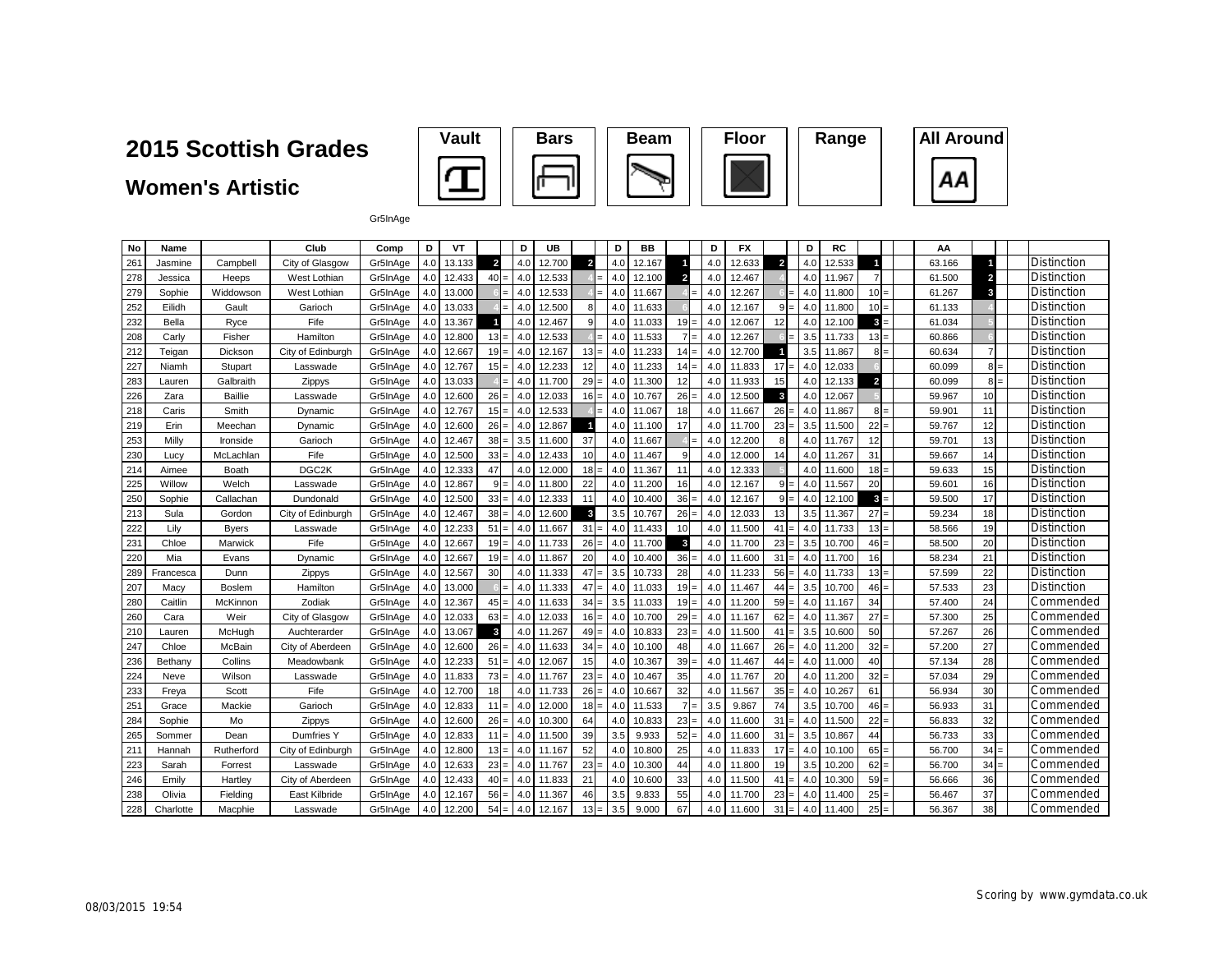# 2015 Scottish Grades

## Women's Artistic

Vault | Bars | Beam | Floor | Range | All Around

Gr5InAge

| No | Name | | Club | Comp | D | VT | | | D | UB | | | D | BB | | | D | FX | | | D | RC | | | | AA | | | | |
|---|---|---|---|---|---|---|---|---|---|---|---|---|---|---|---|---|---|---|---|---|---|---|---|---|---|---|---|---|---|---|
| 261 | Jasmine | Campbell | City of Glasgow | Gr5InAge | 4.0 | 13.133 | 2 | | 4.0 | 12.700 | 2 | | 4.0 | 12.167 | 1 | | 4.0 | 12.633 | 2 | | 4.0 | 12.533 | 1 | | | 63.166 | 1 | | | Distinction |
| 278 | Jessica | Heeps | West Lothian | Gr5InAge | 4.0 | 12.433 | 40 | = | 4.0 | 12.533 | 4 | = | 4.0 | 12.100 | 2 | | 4.0 | 12.467 | 4 | | 4.0 | 11.967 | 7 | | | 61.500 | 2 | | | Distinction |
| 279 | Sophie | Widdowson | West Lothian | Gr5InAge | 4.0 | 13.000 | 6 | = | 4.0 | 12.533 | 4 | = | 4.0 | 11.667 | 4 | = | 4.0 | 12.267 | 6 | = | 4.0 | 11.800 | 10 | = | | 61.267 | 3 | | | Distinction |
| 252 | Eilidh | Gault | Garioch | Gr5InAge | 4.0 | 13.033 | 4 | = | 4.0 | 12.500 | 8 | | 4.0 | 11.633 | 6 | | 4.0 | 12.167 | 9 | = | 4.0 | 11.800 | 10 | = | | 61.133 | 4 | | | Distinction |
| 232 | Bella | Ryce | Fife | Gr5InAge | 4.0 | 13.367 | 1 | | 4.0 | 12.467 | 9 | | 4.0 | 11.033 | 19 | = | 4.0 | 12.067 | 12 | | 4.0 | 12.100 | 3 | = | | 61.034 | 5 | | | Distinction |
| 208 | Carly | Fisher | Hamilton | Gr5InAge | 4.0 | 12.800 | 13 | = | 4.0 | 12.533 | 4 | = | 4.0 | 11.533 | 7 | = | 4.0 | 12.267 | 6 | = | 3.5 | 11.733 | 13 | = | | 60.866 | 6 | | | Distinction |
| 212 | Teigan | Dickson | City of Edinburgh | Gr5InAge | 4.0 | 12.667 | 19 | = | 4.0 | 12.167 | 13 | = | 4.0 | 11.233 | 14 | = | 4.0 | 12.700 | 1 | | 3.5 | 11.867 | 8 | = | | 60.634 | 7 | | | Distinction |
| 227 | Niamh | Stupart | Lasswade | Gr5InAge | 4.0 | 12.767 | 15 | = | 4.0 | 12.233 | 12 | | 4.0 | 11.233 | 14 | = | 4.0 | 11.833 | 17 | = | 4.0 | 12.033 | 6 | | | 60.099 | 8 | = | | Distinction |
| 283 | Lauren | Galbraith | Zippys | Gr5InAge | 4.0 | 13.033 | 4 | = | 4.0 | 11.700 | 29 | = | 4.0 | 11.300 | 12 | | 4.0 | 11.933 | 15 | | 4.0 | 12.133 | 2 | | | 60.099 | 8 | = | | Distinction |
| 226 | Zara | Baillie | Lasswade | Gr5InAge | 4.0 | 12.600 | 26 | = | 4.0 | 12.033 | 16 | = | 4.0 | 10.767 | 26 | = | 4.0 | 12.500 | 3 | | 4.0 | 12.067 | 5 | | | 59.967 | 10 | | | Distinction |
| 218 | Caris | Smith | Dynamic | Gr5InAge | 4.0 | 12.767 | 15 | = | 4.0 | 12.533 | 4 | = | 4.0 | 11.067 | 18 | | 4.0 | 11.667 | 26 | = | 4.0 | 11.867 | 8 | = | | 59.901 | 11 | | | Distinction |
| 219 | Erin | Meechan | Dynamic | Gr5InAge | 4.0 | 12.600 | 26 | = | 4.0 | 12.867 | 1 | | 4.0 | 11.100 | 17 | | 4.0 | 11.700 | 23 | = | 3.5 | 11.500 | 22 | = | | 59.767 | 12 | | | Distinction |
| 253 | Milly | Ironside | Garioch | Gr5InAge | 4.0 | 12.467 | 38 | = | 3.5 | 11.600 | 37 | | 4.0 | 11.667 | 4 | = | 4.0 | 12.200 | 8 | | 4.0 | 11.767 | 12 | | | 59.701 | 13 | | | Distinction |
| 230 | Lucy | McLachlan | Fife | Gr5InAge | 4.0 | 12.500 | 33 | = | 4.0 | 12.433 | 10 | | 4.0 | 11.467 | 9 | | 4.0 | 12.000 | 14 | | 4.0 | 11.267 | 31 | | | 59.667 | 14 | | | Distinction |
| 214 | Aimee | Boath | DGC2K | Gr5InAge | 4.0 | 12.333 | 47 | | 4.0 | 12.000 | 18 | = | 4.0 | 11.367 | 11 | | 4.0 | 12.333 | 5 | | 4.0 | 11.600 | 18 | = | | 59.633 | 15 | | | Distinction |
| 225 | Willow | Welch | Lasswade | Gr5InAge | 4.0 | 12.867 | 9 | = | 4.0 | 11.800 | 22 | | 4.0 | 11.200 | 16 | | 4.0 | 12.167 | 9 | = | 4.0 | 11.567 | 20 | | | 59.601 | 16 | | | Distinction |
| 250 | Sophie | Callachan | Dundonald | Gr5InAge | 4.0 | 12.500 | 33 | = | 4.0 | 12.333 | 11 | | 4.0 | 10.400 | 36 | = | 4.0 | 12.167 | 9 | = | 4.0 | 12.100 | 3 | = | | 59.500 | 17 | | | Distinction |
| 213 | Sula | Gordon | City of Edinburgh | Gr5InAge | 4.0 | 12.467 | 38 | = | 4.0 | 12.600 | 3 | | 3.5 | 10.767 | 26 | = | 4.0 | 12.033 | 13 | | 3.5 | 11.367 | 27 | = | | 59.234 | 18 | | | Distinction |
| 222 | Lily | Byers | Lasswade | Gr5InAge | 4.0 | 12.233 | 51 | = | 4.0 | 11.667 | 31 | = | 4.0 | 11.433 | 10 | | 4.0 | 11.500 | 41 | = | 4.0 | 11.733 | 13 | = | | 58.566 | 19 | | | Distinction |
| 231 | Chloe | Marwick | Fife | Gr5InAge | 4.0 | 12.667 | 19 | = | 4.0 | 11.733 | 26 | = | 4.0 | 11.700 | 3 | | 4.0 | 11.700 | 23 | = | 3.5 | 10.700 | 46 | = | | 58.500 | 20 | | | Distinction |
| 220 | Mia | Evans | Dynamic | Gr5InAge | 4.0 | 12.667 | 19 | = | 4.0 | 11.867 | 20 | | 4.0 | 10.400 | 36 | = | 4.0 | 11.600 | 31 | = | 4.0 | 11.700 | 16 | | | 58.234 | 21 | | | Distinction |
| 289 | Francesca | Dunn | Zippys | Gr5InAge | 4.0 | 12.567 | 30 | | 4.0 | 11.333 | 47 | = | 3.5 | 10.733 | 28 | | 4.0 | 11.233 | 56 | = | 4.0 | 11.733 | 13 | = | | 57.599 | 22 | | | Distinction |
| 207 | Macy | Boslem | Hamilton | Gr5InAge | 4.0 | 13.000 | 6 | = | 4.0 | 11.333 | 47 | = | 4.0 | 11.033 | 19 | = | 4.0 | 11.467 | 44 | = | 3.5 | 10.700 | 46 | = | | 57.533 | 23 | | | Distinction |
| 280 | Caitlin | McKinnon | Zodiak | Gr5InAge | 4.0 | 12.367 | 45 | = | 4.0 | 11.633 | 34 | = | 3.5 | 11.033 | 19 | = | 4.0 | 11.200 | 59 | = | 4.0 | 11.167 | 34 | | | 57.400 | 24 | | | Commended |
| 260 | Cara | Weir | City of Glasgow | Gr5InAge | 4.0 | 12.033 | 63 | = | 4.0 | 12.033 | 16 | = | 4.0 | 10.700 | 29 | = | 4.0 | 11.167 | 62 | = | 4.0 | 11.367 | 27 | = | | 57.300 | 25 | | | Commended |
| 210 | Lauren | McHugh | Auchterarder | Gr5InAge | 4.0 | 13.067 | 3 | | 4.0 | 11.267 | 49 | = | 4.0 | 10.833 | 23 | = | 4.0 | 11.500 | 41 | = | 3.5 | 10.600 | 50 | | | 57.267 | 26 | | | Commended |
| 247 | Chloe | McBain | City of Aberdeen | Gr5InAge | 4.0 | 12.600 | 26 | = | 4.0 | 11.633 | 34 | = | 4.0 | 10.100 | 48 | | 4.0 | 11.667 | 26 | = | 4.0 | 11.200 | 32 | = | | 57.200 | 27 | | | Commended |
| 236 | Bethany | Collins | Meadowbank | Gr5InAge | 4.0 | 12.233 | 51 | = | 4.0 | 12.067 | 15 | | 4.0 | 10.367 | 39 | = | 4.0 | 11.467 | 44 | = | 4.0 | 11.000 | 40 | | | 57.134 | 28 | | | Commended |
| 224 | Neve | Wilson | Lasswade | Gr5InAge | 4.0 | 11.833 | 73 | = | 4.0 | 11.767 | 23 | = | 4.0 | 10.467 | 35 | | 4.0 | 11.767 | 20 | | 4.0 | 11.200 | 32 | = | | 57.034 | 29 | | | Commended |
| 233 | Freya | Scott | Fife | Gr5InAge | 4.0 | 12.700 | 18 | | 4.0 | 11.733 | 26 | = | 4.0 | 10.667 | 32 | | 4.0 | 11.567 | 35 | = | 4.0 | 10.267 | 61 | | | 56.934 | 30 | | | Commended |
| 251 | Grace | Mackie | Garioch | Gr5InAge | 4.0 | 12.833 | 11 | = | 4.0 | 12.000 | 18 | = | 4.0 | 11.533 | 7 | = | 3.5 | 9.867 | 74 | | 3.5 | 10.700 | 46 | = | | 56.933 | 31 | | | Commended |
| 284 | Sophie | Mo | Zippys | Gr5InAge | 4.0 | 12.600 | 26 | = | 4.0 | 10.300 | 64 | | 4.0 | 10.833 | 23 | = | 4.0 | 11.600 | 31 | = | 4.0 | 11.500 | 22 | = | | 56.833 | 32 | | | Commended |
| 265 | Sommer | Dean | Dumfries Y | Gr5InAge | 4.0 | 12.833 | 11 | = | 4.0 | 11.500 | 39 | | 3.5 | 9.933 | 52 | = | 4.0 | 11.600 | 31 | = | 3.5 | 10.867 | 44 | | | 56.733 | 33 | | | Commended |
| 211 | Hannah | Rutherford | City of Edinburgh | Gr5InAge | 4.0 | 12.800 | 13 | = | 4.0 | 11.167 | 52 | | 4.0 | 10.800 | 25 | | 4.0 | 11.833 | 17 | = | 4.0 | 10.100 | 65 | = | | 56.700 | 34 | = | | Commended |
| 223 | Sarah | Forrest | Lasswade | Gr5InAge | 4.0 | 12.633 | 23 | = | 4.0 | 11.767 | 23 | = | 4.0 | 10.300 | 44 | | 4.0 | 11.800 | 19 | | 3.5 | 10.200 | 62 | = | | 56.700 | 34 | = | | Commended |
| 246 | Emily | Hartley | City of Aberdeen | Gr5InAge | 4.0 | 12.433 | 40 | = | 4.0 | 11.833 | 21 | | 4.0 | 10.600 | 33 | | 4.0 | 11.500 | 41 | = | 4.0 | 10.300 | 59 | = | | 56.666 | 36 | | | Commended |
| 238 | Olivia | Fielding | East Kilbride | Gr5InAge | 4.0 | 12.167 | 56 | = | 4.0 | 11.367 | 46 | | 3.5 | 9.833 | 55 | | 4.0 | 11.700 | 23 | = | 4.0 | 11.400 | 25 | = | | 56.467 | 37 | | | Commended |
| 228 | Charlotte | Macphie | Lasswade | Gr5InAge | 4.0 | 12.200 | 54 | = | 4.0 | 12.167 | 13 | = | 3.5 | 9.000 | 67 | | 4.0 | 11.600 | 31 | = | 4.0 | 11.400 | 25 | = | | 56.367 | 38 | | | Commended |

08/03/2015 19:54

Scoring by www.gymdata.co.uk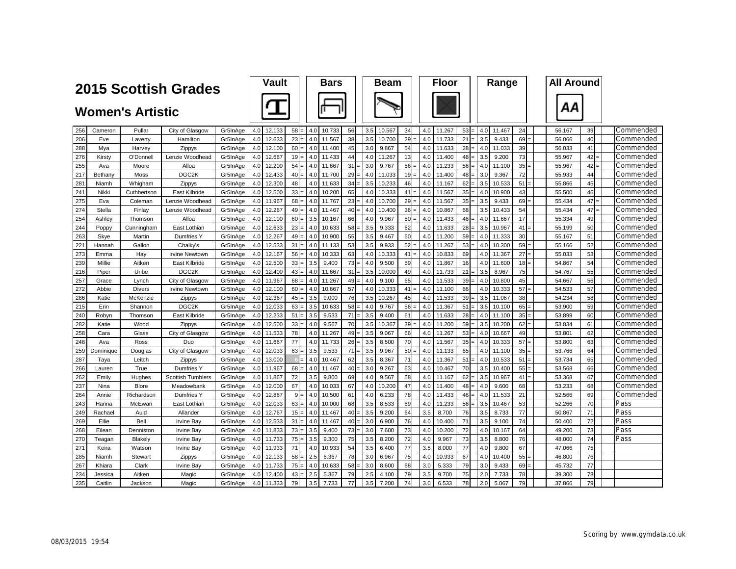# 2015 Scottish Grades

## Women's Artistic

| No. | First Name | Surname | Club | Grade | Vault D | Vault Score | Vault Rank | | Bars D | Bars Score | Bars Rank | | Beam D | Beam Score | Beam Rank | | Floor D | Floor Score | Floor Rank | | Range D | Range Score | Range Rank | | All Around | AA Rank | | Award |
|---|---|---|---|---|---|---|---|---|---|---|---|---|---|---|---|---|---|---|---|---|---|---|---|---|---|---|---|---|
| 256 | Cameron | Pullar | City of Glasgow | Gr5InAge | 4.0 | 12.133 | 58 | = | 4.0 | 10.733 | 56 | | 3.5 | 10.567 | 34 | | 4.0 | 11.267 | 53 | = | 4.0 | 11.467 | 24 | | 56.167 | 39 | | Commended |
| 206 | Eve | Laverty | Hamilton | Gr5InAge | 4.0 | 12.633 | 23 | = | 4.0 | 11.567 | 38 | | 3.5 | 10.700 | 29 | = | 4.0 | 11.733 | 21 | = | 3.5 | 9.433 | 69 | = | 56.066 | 40 | | Commended |
| 288 | Mya | Harvey | Zippys | Gr5InAge | 4.0 | 12.100 | 60 | = | 4.0 | 11.400 | 45 | | 3.0 | 9.867 | 54 | | 4.0 | 11.633 | 28 | = | 4.0 | 11.033 | 39 | | 56.033 | 41 | | Commended |
| 276 | Kirsty | O'Donnell | Lenzie Woodhead | Gr5InAge | 4.0 | 12.667 | 19 | = | 4.0 | 11.433 | 44 | | 4.0 | 11.267 | 13 | | 4.0 | 11.400 | 48 | = | 3.5 | 9.200 | 73 | | 55.967 | 42 | = | Commended |
| 255 | Ava | Moore | Alloa | Gr5InAge | 4.0 | 12.200 | 54 | = | 4.0 | 11.667 | 31 | = | 3.0 | 9.767 | 56 | = | 4.0 | 11.233 | 56 | = | 4.0 | 11.100 | 35 | = | 55.967 | 42 | = | Commended |
| 217 | Bethany | Moss | DGC2K | Gr5InAge | 4.0 | 12.433 | 40 | = | 4.0 | 11.700 | 29 | = | 4.0 | 11.033 | 19 | = | 4.0 | 11.400 | 48 | = | 3.0 | 9.367 | 72 | | 55.933 | 44 | | Commended |
| 281 | Niamh | Whigham | Zippys | Gr5InAge | 4.0 | 12.300 | 48 | | 4.0 | 11.633 | 34 | = | 3.5 | 10.233 | 46 | | 4.0 | 11.167 | 62 | = | 3.5 | 10.533 | 51 | = | 55.866 | 45 | | Commended |
| 241 | Nikki | Cuthbertson | East Kilbride | Gr5InAge | 4.0 | 12.500 | 33 | = | 4.0 | 10.200 | 65 | | 4.0 | 10.333 | 41 | = | 4.0 | 11.567 | 35 | = | 4.0 | 10.900 | 43 | | 55.500 | 46 | | Commended |
| 275 | Eva | Coleman | Lenzie Woodhead | Gr5InAge | 4.0 | 11.967 | 68 | = | 4.0 | 11.767 | 23 | = | 4.0 | 10.700 | 29 | = | 4.0 | 11.567 | 35 | = | 3.5 | 9.433 | 69 | = | 55.434 | 47 | = | Commended |
| 274 | Stella | Finlay | Lenzie Woodhead | Gr5InAge | 4.0 | 12.267 | 49 | = | 4.0 | 11.467 | 40 | = | 4.0 | 10.400 | 36 | = | 4.0 | 10.867 | 68 | | 3.5 | 10.433 | 54 | | 55.434 | 47 | = | Commended |
| 254 | Ashley | Thomson | Alloa | Gr5InAge | 4.0 | 12.100 | 60 | = | 3.5 | 10.167 | 66 | | 4.0 | 9.967 | 50 | = | 4.0 | 11.433 | 46 | = | 4.0 | 11.667 | 17 | | 55.334 | 49 | | Commended |
| 244 | Poppy | Cunningham | East Lothian | Gr5InAge | 4.0 | 12.633 | 23 | = | 4.0 | 10.633 | 58 | = | 3.5 | 9.333 | 62 | | 4.0 | 11.633 | 28 | = | 3.5 | 10.967 | 41 | = | 55.199 | 50 | | Commended |
| 263 | Skye | Martin | Dumfries Y | Gr5InAge | 4.0 | 12.267 | 49 | = | 4.0 | 10.900 | 55 | | 3.5 | 9.467 | 60 | | 4.0 | 11.200 | 59 | = | 4.0 | 11.333 | 30 | | 55.167 | 51 | | Commended |
| 221 | Hannah | Gallon | Chalky's | Gr5InAge | 4.0 | 12.533 | 31 | = | 4.0 | 11.133 | 53 | | 3.5 | 9.933 | 52 | = | 4.0 | 11.267 | 53 | = | 4.0 | 10.300 | 59 | = | 55.166 | 52 | | Commended |
| 273 | Emma | Hay | Irvine Newtown | Gr5InAge | 4.0 | 12.167 | 56 | = | 4.0 | 10.333 | 63 | | 4.0 | 10.333 | 41 | = | 4.0 | 10.833 | 69 | | 4.0 | 11.367 | 27 | = | 55.033 | 53 | | Commended |
| 239 | Millie | Aitken | East Kilbride | Gr5InAge | 4.0 | 12.500 | 33 | = | 3.5 | 9.400 | 73 | = | 4.0 | 9.500 | 59 | | 4.0 | 11.867 | 16 | | 4.0 | 11.600 | 18 | = | 54.867 | 54 | | Commended |
| 216 | Piper | Uribe | DGC2K | Gr5InAge | 4.0 | 12.400 | 43 | = | 4.0 | 11.667 | 31 | = | 3.5 | 10.000 | 49 | | 4.0 | 11.733 | 21 | = | 3.5 | 8.967 | 75 | | 54.767 | 55 | | Commended |
| 257 | Grace | Lynch | City of Glasgow | Gr5InAge | 4.0 | 11.967 | 68 | = | 4.0 | 11.267 | 49 | = | 4.0 | 9.100 | 65 | | 4.0 | 11.533 | 39 | = | 4.0 | 10.800 | 45 | | 54.667 | 56 | | Commended |
| 272 | Abbie | Divers | Irvine Newtown | Gr5InAge | 4.0 | 12.100 | 60 | = | 4.0 | 10.667 | 57 | | 4.0 | 10.333 | 41 | = | 4.0 | 11.100 | 66 | | 4.0 | 10.333 | 57 | = | 54.533 | 57 | | Commended |
| 286 | Katie | McKenzie | Zippys | Gr5InAge | 4.0 | 12.367 | 45 | = | 3.5 | 9.000 | 76 | | 3.5 | 10.267 | 45 | | 4.0 | 11.533 | 39 | = | 3.5 | 11.067 | 38 | | 54.234 | 58 | | Commended |
| 215 | Erin | Shannon | DGC2K | Gr5InAge | 4.0 | 12.033 | 63 | = | 3.5 | 10.633 | 58 | = | 4.0 | 9.767 | 56 | = | 4.0 | 11.367 | 51 | = | 3.5 | 10.100 | 65 | = | 53.900 | 59 | | Commended |
| 240 | Robyn | Thomson | East Kilbride | Gr5InAge | 4.0 | 12.233 | 51 | = | 3.5 | 9.533 | 71 | = | 3.5 | 9.400 | 61 | | 4.0 | 11.633 | 28 | = | 4.0 | 11.100 | 35 | = | 53.899 | 60 | | Commended |
| 282 | Katie | Wood | Zippys | Gr5InAge | 4.0 | 12.500 | 33 | = | 4.0 | 9.567 | 70 | | 3.5 | 10.367 | 39 | = | 4.0 | 11.200 | 59 | = | 3.5 | 10.200 | 62 | = | 53.834 | 61 | | Commended |
| 258 | Cara | Glass | City of Glasgow | Gr5InAge | 4.0 | 11.533 | 78 | | 4.0 | 11.267 | 49 | = | 3.5 | 9.067 | 66 | | 4.0 | 11.267 | 53 | = | 4.0 | 10.667 | 49 | | 53.801 | 62 | | Commended |
| 248 | Ava | Ross | Duo | Gr5InAge | 4.0 | 11.667 | 77 | | 4.0 | 11.733 | 26 | = | 3.5 | 8.500 | 70 | | 4.0 | 11.567 | 35 | = | 4.0 | 10.333 | 57 | = | 53.800 | 63 | | Commended |
| 259 | Dominique | Douglas | City of Glasgow | Gr5InAge | 4.0 | 12.033 | 63 | = | 3.5 | 9.533 | 71 | = | 3.5 | 9.967 | 50 | = | 4.0 | 11.133 | 65 | | 4.0 | 11.100 | 35 | = | 53.766 | 64 | | Commended |
| 287 | Taya | Leitch | Zippys | Gr5InAge | 4.0 | 13.000 | | = | 4.0 | 10.467 | 62 | | 3.5 | 8.367 | 71 | | 4.0 | 11.367 | 51 | = | 4.0 | 10.533 | 51 | = | 53.734 | 65 | | Commended |
| 266 | Lauren | True | Dumfries Y | Gr5InAge | 4.0 | 11.967 | 68 | = | 4.0 | 11.467 | 40 | = | 3.0 | 9.267 | 63 | | 4.0 | 10.467 | 70 | | 3.5 | 10.400 | 55 | = | 53.568 | 66 | | Commended |
| 262 | Emily | Hughes | Scottish Tumblers | Gr5InAge | 4.0 | 11.867 | 72 | | 3.5 | 9.800 | 69 | | 4.0 | 9.567 | 58 | | 4.0 | 11.167 | 62 | = | 3.5 | 10.967 | 41 | = | 53.368 | 67 | | Commended |
| 237 | Nina | Blore | Meadowbank | Gr5InAge | 4.0 | 12.000 | 67 | | 4.0 | 10.033 | 67 | | 4.0 | 10.200 | 47 | | 4.0 | 11.400 | 48 | = | 4.0 | 9.600 | 68 | | 53.233 | 68 | | Commended |
| 264 | Annie | Richardson | Dumfries Y | Gr5InAge | 4.0 | 12.867 | 9 | = | 4.0 | 10.500 | 61 | | 4.0 | 6.233 | 78 | | 4.0 | 11.433 | 46 | = | 4.0 | 11.533 | 21 | | 52.566 | 69 | | Commended |
| 243 | Hanna | McEwan | East Lothian | Gr5InAge | 4.0 | 12.033 | 63 | = | 4.0 | 10.000 | 68 | | 3.5 | 8.533 | 69 | | 4.0 | 11.233 | 56 | = | 4.0 | 10.467 | 53 | | 52.266 | 70 | | Pass |
| 249 | Rachael | Auld | Allander | Gr5InAge | 4.0 | 12.767 | 15 | = | 4.0 | 11.467 | 40 | = | 3.5 | 9.200 | 64 | | 3.5 | 8.700 | 76 | | 3.5 | 8.733 | 77 | | 50.867 | 71 | | Pass |
| 269 | Ellie | Bell | Irvine Bay | Gr5InAge | 4.0 | 12.533 | 31 | = | 4.0 | 11.467 | 40 | = | 3.0 | 6.900 | 76 | | 4.0 | 10.400 | 71 | | 3.5 | 9.100 | 74 | | 50.400 | 72 | | Pass |
| 268 | Eilean | Denniston | Irvine Bay | Gr5InAge | 4.0 | 11.833 | 73 | = | 3.5 | 9.400 | 73 | = | 3.0 | 7.600 | 73 | | 4.0 | 10.200 | 72 | | 4.0 | 10.167 | 64 | | 49.200 | 73 | | Pass |
| 270 | Teagan | Blakely | Irvine Bay | Gr5InAge | 4.0 | 11.733 | 75 | = | 3.5 | 9.300 | 75 | | 3.5 | 8.200 | 72 | | 4.0 | 9.967 | 73 | | 3.5 | 8.800 | 76 | | 48.000 | 74 | | Pass |
| 271 | Keira | Watson | Irvine Bay | Gr5InAge | 4.0 | 11.933 | 71 | | 4.0 | 10.933 | 54 | | 3.5 | 6.400 | 77 | | 3.5 | 8.000 | 77 | | 4.0 | 9.800 | 67 | | 47.066 | 75 | | |
| 285 | Niamh | Stewart | Zippys | Gr5InAge | 4.0 | 12.133 | 58 | = | 2.5 | 6.367 | 78 | | 3.0 | 6.967 | 75 | | 4.0 | 10.933 | 67 | | 4.0 | 10.400 | 55 | = | 46.800 | 76 | | |
| 267 | Khiara | Clark | Irvine Bay | Gr5InAge | 4.0 | 11.733 | 75 | = | 4.0 | 10.633 | 58 | = | 3.0 | 8.600 | 68 | | 3.0 | 5.333 | 79 | | 3.0 | 9.433 | 69 | = | 45.732 | 77 | | |
| 234 | Jessica | Aitken | Magic | Gr5InAge | 4.0 | 12.400 | 43 | = | 2.5 | 5.367 | 79 | | 2.5 | 4.100 | 79 | | 3.5 | 9.700 | 75 | | 2.0 | 7.733 | 78 | | 39.300 | 78 | | |
| 235 | Caitlin | Jackson | Magic | Gr5InAge | 4.0 | 11.333 | 79 | | 3.5 | 7.733 | 77 | | 3.5 | 7.200 | 74 | | 3.0 | 6.533 | 78 | | 2.0 | 5.067 | 79 | | 37.866 | 79 | | |

08/03/2015 19:54

Scoring by www.gymdata.co.uk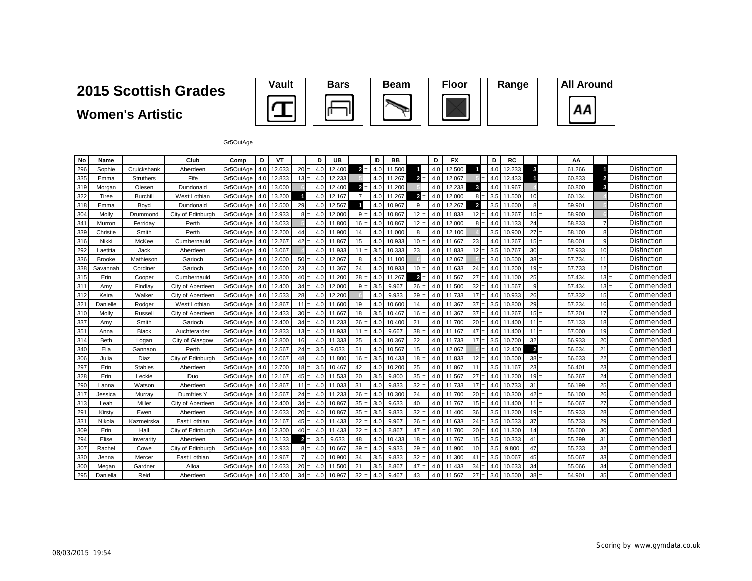# 2015 Scottish Grades

## Women's Artistic

Vault | Bars | Beam | Floor | Range | All Around

Gr5OutAge

| No | Name | | Club | Comp | D | VT | | | D | UB | | | D | BB | | | D | FX | | | D | RC | | | AA | | | |
|---|---|---|---|---|---|---|---|---|---|---|---|---|---|---|---|---|---|---|---|---|---|---|---|---|---|---|---|---|
| 296 | Sophie | Cruickshank | Aberdeen | Gr5OutAge | 4.0 | 12.633 | 20 | = | 4.0 | 12.400 | 2 | = | 4.0 | 11.500 | 1 | | 4.0 | 12.500 | 1 | | 4.0 | 12.233 | 3 | | 61.266 | 1 | | Distinction |
| 335 | Emma | Struthers | Fife | Gr5OutAge | 4.0 | 12.833 | 13 | = | 4.0 | 12.233 | 5 | | 4.0 | 11.267 | 2 | = | 4.0 | 12.067 | 5 | = | 4.0 | 12.433 | 1 | | 60.833 | 2 | | Distinction |
| 319 | Morgan | Olesen | Dundonald | Gr5OutAge | 4.0 | 13.000 | 6 | | 4.0 | 12.400 | 2 | = | 4.0 | 11.200 | 5 | | 4.0 | 12.233 | 3 | | 4.0 | 11.967 | 4 | | 60.800 | 3 | | Distinction |
| 322 | Tiree | Burchill | West Lothian | Gr5OutAge | 4.0 | 13.200 | 1 | | 4.0 | 12.167 | 7 | | 4.0 | 11.267 | 2 | = | 4.0 | 12.000 | 8 | = | 3.5 | 11.500 | 10 | | 60.134 | 4 | | Distinction |
| 318 | Emma | Boyd | Dundonald | Gr5OutAge | 4.0 | 12.500 | 29 | | 4.0 | 12.567 | 1 | | 4.0 | 10.967 | 9 | | 4.0 | 12.267 | 2 | | 3.5 | 11.600 | 8 | | 59.901 | 5 | | Distinction |
| 304 | Molly | Drummond | City of Edinburgh | Gr5OutAge | 4.0 | 12.933 | 8 | = | 4.0 | 12.000 | 9 | = | 4.0 | 10.867 | 12 | = | 4.0 | 11.833 | 12 | = | 4.0 | 11.267 | 15 | = | 58.900 | 6 | | Distinction |
| 341 | Murron | Ferriday | Perth | Gr5OutAge | 4.0 | 13.033 | 5 | | 4.0 | 11.800 | 16 | = | 4.0 | 10.867 | 12 | = | 4.0 | 12.000 | 8 | = | 4.0 | 11.133 | 24 | | 58.833 | 7 | | Distinction |
| 339 | Christie | Smith | Perth | Gr5OutAge | 4.0 | 12.200 | 44 | | 4.0 | 11.900 | 14 | | 4.0 | 11.000 | 8 | | 4.0 | 12.100 | 4 | | 3.5 | 10.900 | 27 | = | 58.100 | 8 | | Distinction |
| 316 | Nikki | McKee | Cumbernauld | Gr5OutAge | 4.0 | 12.267 | 42 | = | 4.0 | 11.867 | 15 | | 4.0 | 10.933 | 10 | = | 4.0 | 11.667 | 23 | | 4.0 | 11.267 | 15 | = | 58.001 | 9 | | Distinction |
| 292 | Laetitia | Jack | Aberdeen | Gr5OutAge | 4.0 | 13.067 | 4 | | 4.0 | 11.933 | 11 | = | 3.5 | 10.333 | 23 | | 4.0 | 11.833 | 12 | = | 3.5 | 10.767 | 30 | | 57.933 | 10 | | Distinction |
| 336 | Brooke | Mathieson | Garioch | Gr5OutAge | 4.0 | 12.000 | 50 | = | 4.0 | 12.067 | 8 | | 4.0 | 11.100 | 6 | | 4.0 | 12.067 | 5 | = | 3.0 | 10.500 | 38 | = | 57.734 | 11 | | Distinction |
| 338 | Savannah | Cordiner | Garioch | Gr5OutAge | 4.0 | 12.600 | 23 | | 4.0 | 11.367 | 24 | | 4.0 | 10.933 | 10 | = | 4.0 | 11.633 | 24 | = | 4.0 | 11.200 | 19 | = | 57.733 | 12 | | Distinction |
| 315 | Erin | Cooper | Cumbernauld | Gr5OutAge | 4.0 | 12.300 | 40 | = | 4.0 | 11.200 | 28 | = | 4.0 | 11.267 | 2 | = | 4.0 | 11.567 | 27 | = | 4.0 | 11.100 | 25 | | 57.434 | 13 | = | Commended |
| 311 | Amy | Findlay | City of Aberdeen | Gr5OutAge | 4.0 | 12.400 | 34 | = | 4.0 | 12.000 | 9 | = | 3.5 | 9.967 | 26 | = | 4.0 | 11.500 | 32 | = | 4.0 | 11.567 | 9 | | 57.434 | 13 | = | Commended |
| 312 | Keira | Walker | City of Aberdeen | Gr5OutAge | 4.0 | 12.533 | 28 | | 4.0 | 12.200 | 6 | | 4.0 | 9.933 | 29 | = | 4.0 | 11.733 | 17 | = | 4.0 | 10.933 | 26 | | 57.332 | 15 | | Commended |
| 321 | Danielle | Rodger | West Lothian | Gr5OutAge | 4.0 | 12.867 | 11 | = | 4.0 | 11.600 | 19 | | 4.0 | 10.600 | 14 | | 4.0 | 11.367 | 37 | = | 3.5 | 10.800 | 29 | | 57.234 | 16 | | Commended |
| 310 | Molly | Russell | City of Aberdeen | Gr5OutAge | 4.0 | 12.433 | 30 | = | 4.0 | 11.667 | 18 | | 3.5 | 10.467 | 16 | = | 4.0 | 11.367 | 37 | = | 4.0 | 11.267 | 15 | = | 57.201 | 17 | | Commended |
| 337 | Amy | Smith | Garioch | Gr5OutAge | 4.0 | 12.400 | 34 | = | 4.0 | 11.233 | 26 | = | 4.0 | 10.400 | 21 | | 4.0 | 11.700 | 20 | = | 4.0 | 11.400 | 11 | = | 57.133 | 18 | | Commended |
| 351 | Anna | Black | Auchterarder | Gr5OutAge | 4.0 | 12.833 | 13 | = | 4.0 | 11.933 | 11 | = | 4.0 | 9.667 | 38 | = | 4.0 | 11.167 | 47 | = | 4.0 | 11.400 | 11 | = | 57.000 | 19 | | Commended |
| 314 | Beth | Logan | City of Glasgow | Gr5OutAge | 4.0 | 12.800 | 16 | | 4.0 | 11.333 | 25 | | 4.0 | 10.367 | 22 | | 4.0 | 11.733 | 17 | = | 3.5 | 10.700 | 32 | | 56.933 | 20 | | Commended |
| 340 | Ella | Gannaon | Perth | Gr5OutAge | 4.0 | 12.567 | 24 | = | 3.5 | 9.033 | 51 | | 4.0 | 10.567 | 15 | | 4.0 | 12.067 | 5 | = | 4.0 | 12.400 | 2 | | 56.634 | 21 | | Commended |
| 306 | Julia | Diaz | City of Edinburgh | Gr5OutAge | 4.0 | 12.067 | 48 | | 4.0 | 11.800 | 16 | = | 3.5 | 10.433 | 18 | = | 4.0 | 11.833 | 12 | = | 4.0 | 10.500 | 38 | = | 56.633 | 22 | | Commended |
| 297 | Erin | Stables | Aberdeen | Gr5OutAge | 4.0 | 12.700 | 18 | = | 3.5 | 10.467 | 42 | | 4.0 | 10.200 | 25 | | 4.0 | 11.867 | 11 | | 3.5 | 11.167 | 23 | | 56.401 | 23 | | Commended |
| 328 | Erin | Leckie | Duo | Gr5OutAge | 4.0 | 12.167 | 45 | = | 4.0 | 11.533 | 20 | | 3.5 | 9.800 | 35 | = | 4.0 | 11.567 | 27 | = | 4.0 | 11.200 | 19 | = | 56.267 | 24 | | Commended |
| 290 | Lanna | Watson | Aberdeen | Gr5OutAge | 4.0 | 12.867 | 11 | = | 4.0 | 11.033 | 31 | | 4.0 | 9.833 | 32 | = | 4.0 | 11.733 | 17 | = | 4.0 | 10.733 | 31 | | 56.199 | 25 | | Commended |
| 317 | Jessica | Murray | Dumfries Y | Gr5OutAge | 4.0 | 12.567 | 24 | = | 4.0 | 11.233 | 26 | = | 4.0 | 10.300 | 24 | | 4.0 | 11.700 | 20 | = | 4.0 | 10.300 | 42 | = | 56.100 | 26 | | Commended |
| 313 | Leah | Miller | City of Aberdeen | Gr5OutAge | 4.0 | 12.400 | 34 | = | 4.0 | 10.867 | 35 | = | 3.0 | 9.633 | 40 | | 4.0 | 11.767 | 15 | = | 4.0 | 11.400 | 11 | = | 56.067 | 27 | | Commended |
| 291 | Kirsty | Ewen | Aberdeen | Gr5OutAge | 4.0 | 12.633 | 20 | = | 4.0 | 10.867 | 35 | = | 3.5 | 9.833 | 32 | = | 4.0 | 11.400 | 36 | | 3.5 | 11.200 | 19 | = | 55.933 | 28 | | Commended |
| 331 | Nikola | Kazmeirska | East Lothian | Gr5OutAge | 4.0 | 12.167 | 45 | = | 4.0 | 11.433 | 22 | = | 4.0 | 9.967 | 26 | = | 4.0 | 11.633 | 24 | = | 3.5 | 10.533 | 37 | | 55.733 | 29 | | Commended |
| 309 | Erin | Hall | City of Edinburgh | Gr5OutAge | 4.0 | 12.300 | 40 | = | 4.0 | 11.433 | 22 | = | 4.0 | 8.867 | 47 | = | 4.0 | 11.700 | 20 | = | 4.0 | 11.300 | 14 | | 55.600 | 30 | | Commended |
| 294 | Elise | Inverarity | Aberdeen | Gr5OutAge | 4.0 | 13.133 | 2 | = | 3.5 | 9.633 | 48 | | 4.0 | 10.433 | 18 | = | 4.0 | 11.767 | 15 | = | 3.5 | 10.333 | 41 | | 55.299 | 31 | | Commended |
| 307 | Rachel | Cowe | City of Edinburgh | Gr5OutAge | 4.0 | 12.933 | 8 | = | 4.0 | 10.667 | 39 | = | 4.0 | 9.933 | 29 | = | 4.0 | 11.900 | 10 | | 3.5 | 9.800 | 47 | | 55.233 | 32 | | Commended |
| 330 | Jenna | Mercer | East Lothian | Gr5OutAge | 4.0 | 12.967 | 7 | | 4.0 | 10.900 | 34 | | 3.5 | 9.833 | 32 | = | 4.0 | 11.300 | 41 | = | 3.5 | 10.067 | 45 | | 55.067 | 33 | | Commended |
| 300 | Megan | Gardner | Alloa | Gr5OutAge | 4.0 | 12.633 | 20 | = | 4.0 | 11.500 | 21 | | 3.5 | 8.867 | 47 | = | 4.0 | 11.433 | 34 | = | 4.0 | 10.633 | 34 | | 55.066 | 34 | | Commended |
| 295 | Daniella | Reid | Aberdeen | Gr5OutAge | 4.0 | 12.400 | 34 | = | 4.0 | 10.967 | 32 | = | 4.0 | 9.467 | 43 | | 4.0 | 11.567 | 27 | = | 3.0 | 10.500 | 38 | = | 54.901 | 35 | | Commended |

08/03/2015 19:54

Scoring by www.gymdata.co.uk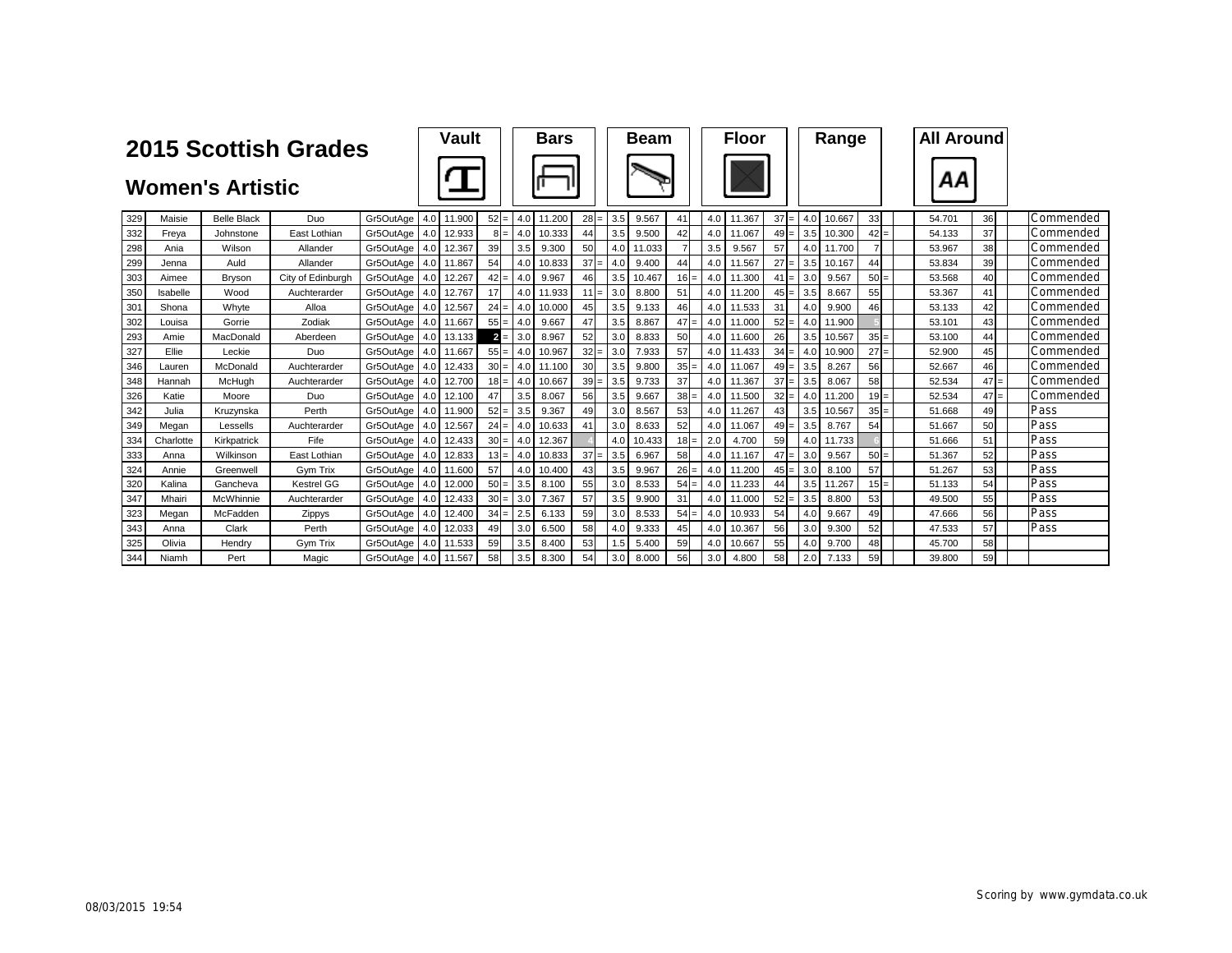# 2015 Scottish Grades

## Women's Artistic

| No. | First Name | Surname | Club | Category | Vault D | Vault Score | Vault Rank | | Bars D | Bars Score | Bars Rank | | Beam D | Beam Score | Beam Rank | | Floor D | Floor Score | Floor Rank | | Range D | Range Score | Range Rank | | All Around | AA Rank | | Award |
|---|---|---|---|---|---|---|---|---|---|---|---|---|---|---|---|---|---|---|---|---|---|---|---|---|---|---|---|---|
| 329 | Maisie | Belle Black | Duo | Gr5OutAge | 4.0 | 11.900 | 52 | = | 4.0 | 11.200 | 28 | = | 3.5 | 9.567 | 41 | | 4.0 | 11.367 | 37 | = | 4.0 | 10.667 | 33 | | 54.701 | 36 | | Commended |
| 332 | Freya | Johnstone | East Lothian | Gr5OutAge | 4.0 | 12.933 | 8 | = | 4.0 | 10.333 | 44 | | 3.5 | 9.500 | 42 | | 4.0 | 11.067 | 49 | = | 3.5 | 10.300 | 42 | = | 54.133 | 37 | | Commended |
| 298 | Ania | Wilson | Allander | Gr5OutAge | 4.0 | 12.367 | 39 | | 3.5 | 9.300 | 50 | | 4.0 | 11.033 | 7 | | 3.5 | 9.567 | 57 | | 4.0 | 11.700 | 7 | | 53.967 | 38 | | Commended |
| 299 | Jenna | Auld | Allander | Gr5OutAge | 4.0 | 11.867 | 54 | | 4.0 | 10.833 | 37 | = | 4.0 | 9.400 | 44 | | 4.0 | 11.567 | 27 | = | 3.5 | 10.167 | 44 | | 53.834 | 39 | | Commended |
| 303 | Aimee | Bryson | City of Edinburgh | Gr5OutAge | 4.0 | 12.267 | 42 | = | 4.0 | 9.967 | 46 | | 3.5 | 10.467 | 16 | = | 4.0 | 11.300 | 41 | = | 3.0 | 9.567 | 50 | = | 53.568 | 40 | | Commended |
| 350 | Isabelle | Wood | Auchterarder | Gr5OutAge | 4.0 | 12.767 | 17 | | 4.0 | 11.933 | 11 | = | 3.0 | 8.800 | 51 | | 4.0 | 11.200 | 45 | = | 3.5 | 8.667 | 55 | | 53.367 | 41 | | Commended |
| 301 | Shona | Whyte | Alloa | Gr5OutAge | 4.0 | 12.567 | 24 | = | 4.0 | 10.000 | 45 | | 3.5 | 9.133 | 46 | | 4.0 | 11.533 | 31 | | 4.0 | 9.900 | 46 | | 53.133 | 42 | | Commended |
| 302 | Louisa | Gorrie | Zodiak | Gr5OutAge | 4.0 | 11.667 | 55 | = | 4.0 | 9.667 | 47 | | 3.5 | 8.867 | 47 | = | 4.0 | 11.000 | 52 | = | 4.0 | 11.900 | 5 | | 53.101 | 43 | | Commended |
| 293 | Amie | MacDonald | Aberdeen | Gr5OutAge | 4.0 | 13.133 | 2 | = | 3.0 | 8.967 | 52 | | 3.0 | 8.833 | 50 | | 4.0 | 11.600 | 26 | | 3.5 | 10.567 | 35 | = | 53.100 | 44 | | Commended |
| 327 | Ellie | Leckie | Duo | Gr5OutAge | 4.0 | 11.667 | 55 | = | 4.0 | 10.967 | 32 | = | 3.0 | 7.933 | 57 | | 4.0 | 11.433 | 34 | = | 4.0 | 10.900 | 27 | = | 52.900 | 45 | | Commended |
| 346 | Lauren | McDonald | Auchterarder | Gr5OutAge | 4.0 | 12.433 | 30 | = | 4.0 | 11.100 | 30 | | 3.5 | 9.800 | 35 | = | 4.0 | 11.067 | 49 | = | 3.5 | 8.267 | 56 | | 52.667 | 46 | | Commended |
| 348 | Hannah | McHugh | Auchterarder | Gr5OutAge | 4.0 | 12.700 | 18 | = | 4.0 | 10.667 | 39 | = | 3.5 | 9.733 | 37 | | 4.0 | 11.367 | 37 | = | 3.5 | 8.067 | 58 | | 52.534 | 47 | = | Commended |
| 326 | Katie | Moore | Duo | Gr5OutAge | 4.0 | 12.100 | 47 | | 3.5 | 8.067 | 56 | | 3.5 | 9.667 | 38 | = | 4.0 | 11.500 | 32 | = | 4.0 | 11.200 | 19 | = | 52.534 | 47 | = | Commended |
| 342 | Julia | Kruzynska | Perth | Gr5OutAge | 4.0 | 11.900 | 52 | = | 3.5 | 9.367 | 49 | | 3.0 | 8.567 | 53 | | 4.0 | 11.267 | 43 | | 3.5 | 10.567 | 35 | = | 51.668 | 49 | | Pass |
| 349 | Megan | Lessells | Auchterarder | Gr5OutAge | 4.0 | 12.567 | 24 | = | 4.0 | 10.633 | 41 | | 3.0 | 8.633 | 52 | | 4.0 | 11.067 | 49 | = | 3.5 | 8.767 | 54 | | 51.667 | 50 | | Pass |
| 334 | Charlotte | Kirkpatrick | Fife | Gr5OutAge | 4.0 | 12.433 | 30 | = | 4.0 | 12.367 | 4 | | 4.0 | 10.433 | 18 | = | 2.0 | 4.700 | 59 | | 4.0 | 11.733 | 6 | | 51.666 | 51 | | Pass |
| 333 | Anna | Wilkinson | East Lothian | Gr5OutAge | 4.0 | 12.833 | 13 | = | 4.0 | 10.833 | 37 | = | 3.5 | 6.967 | 58 | | 4.0 | 11.167 | 47 | = | 3.0 | 9.567 | 50 | = | 51.367 | 52 | | Pass |
| 324 | Annie | Greenwell | Gym Trix | Gr5OutAge | 4.0 | 11.600 | 57 | | 4.0 | 10.400 | 43 | | 3.5 | 9.967 | 26 | = | 4.0 | 11.200 | 45 | = | 3.0 | 8.100 | 57 | | 51.267 | 53 | | Pass |
| 320 | Kalina | Gancheva | Kestrel GG | Gr5OutAge | 4.0 | 12.000 | 50 | = | 3.5 | 8.100 | 55 | | 3.0 | 8.533 | 54 | = | 4.0 | 11.233 | 44 | | 3.5 | 11.267 | 15 | = | 51.133 | 54 | | Pass |
| 347 | Mhairi | McWhinnie | Auchterarder | Gr5OutAge | 4.0 | 12.433 | 30 | = | 3.0 | 7.367 | 57 | | 3.5 | 9.900 | 31 | | 4.0 | 11.000 | 52 | = | 3.5 | 8.800 | 53 | | 49.500 | 55 | | Pass |
| 323 | Megan | McFadden | Zippys | Gr5OutAge | 4.0 | 12.400 | 34 | = | 2.5 | 6.133 | 59 | | 3.0 | 8.533 | 54 | = | 4.0 | 10.933 | 54 | | 4.0 | 9.667 | 49 | | 47.666 | 56 | | Pass |
| 343 | Anna | Clark | Perth | Gr5OutAge | 4.0 | 12.033 | 49 | | 3.0 | 6.500 | 58 | | 4.0 | 9.333 | 45 | | 4.0 | 10.367 | 56 | | 3.0 | 9.300 | 52 | | 47.533 | 57 | | Pass |
| 325 | Olivia | Hendry | Gym Trix | Gr5OutAge | 4.0 | 11.533 | 59 | | 3.5 | 8.400 | 53 | | 1.5 | 5.400 | 59 | | 4.0 | 10.667 | 55 | | 4.0 | 9.700 | 48 | | 45.700 | 58 | | |
| 344 | Niamh | Pert | Magic | Gr5OutAge | 4.0 | 11.567 | 58 | | 3.5 | 8.300 | 54 | | 3.0 | 8.000 | 56 | | 3.0 | 4.800 | 58 | | 2.0 | 7.133 | 59 | | 39.800 | 59 | | |

08/03/2015 19:54

Scoring by www.gymdata.co.uk